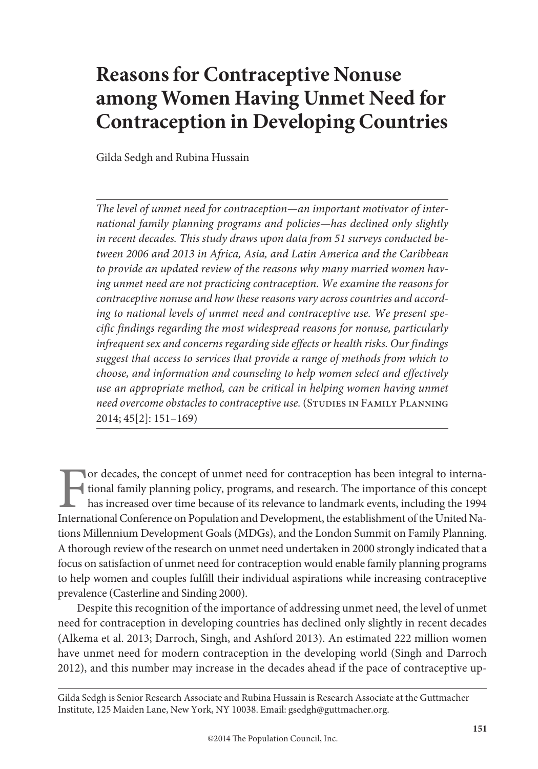# Reasons for Contraceptive Nonuse among Women Having Unmet Need for Contraception in Developing Countries

Gilda Sedgh and Rubina Hussain

*The level of unmet need for contraception—an important motivator of international family planning programs and policies—has declined only slightly in recent decades. This study draws upon data from 51 surveys conducted between 2006 and 2013 in Africa, Asia, and Latin America and the Caribbean to provide an updated review of the reasons why many married women having unmet need are not practicing contraception. We examine the reasons for contraceptive nonuse and how these reasons vary across countries and according to national levels of unmet need and contraceptive use. We present specific findings regarding the most widespread reasons for nonuse, particularly infrequent sex and concerns regarding side effects or health risks. Our findings suggest that access to services that provide a range of methods from which to choose, and information and counseling to help women select and effectively use an appropriate method, can be critical in helping women having unmet need overcome obstacles to contraceptive use.* (Studies in Family Planning 2014; 45[2]: 151–169)

For decades, the concept of unmet need for contraception has been integral to international family planning policy, programs, and research. The importance of this concept has increased over time because of its relevance to landmark events, including the 1994 International Conference on Population and Development, the establishment of the United Nations Millennium Development Goals (MDGs), and the London Summit on Family Planning. A thorough review of the research on unmet need undertaken in 2000 strongly indicated that a focus on satisfaction of unmet need for contraception would enable family planning programs to help women and couples fulfill their individual aspirations while increasing contraceptive prevalence (Casterline and Sinding 2000).

Despite this recognition of the importance of addressing unmet need, the level of unmet need for contraception in developing countries has declined only slightly in recent decades (Alkema et al. 2013; Darroch, Singh, and Ashford 2013). An estimated 222 million women have unmet need for modern contraception in the developing world (Singh and Darroch 2012), and this number may increase in the decades ahead if the pace of contraceptive up-

Gilda Sedgh is Senior Research Associate and Rubina Hussain is Research Associate at the Guttmacher Institute, 125 Maiden Lane, New York, NY 10038. Email: gsedgh@guttmacher.org.

©2014 The Population Council, Inc.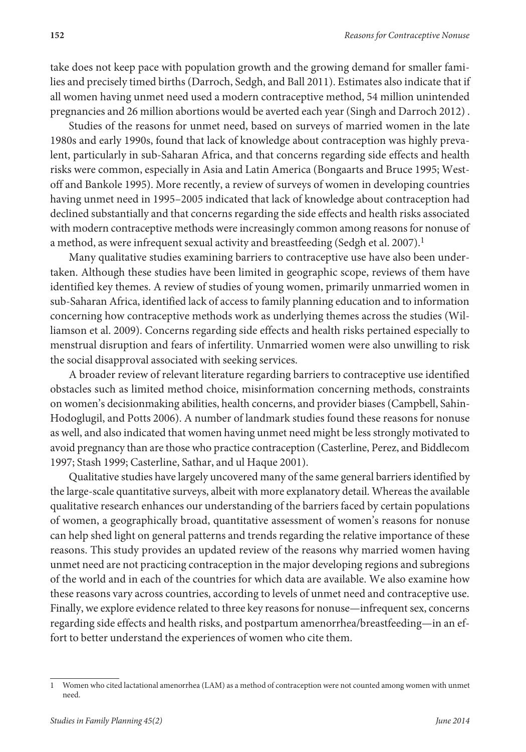take does not keep pace with population growth and the growing demand for smaller families and precisely timed births (Darroch, Sedgh, and Ball 2011). Estimates also indicate that if all women having unmet need used a modern contraceptive method, 54 million unintended pregnancies and 26 million abortions would be averted each year (Singh and Darroch 2012) .

Studies of the reasons for unmet need, based on surveys of married women in the late 1980s and early 1990s, found that lack of knowledge about contraception was highly prevalent, particularly in sub-Saharan Africa, and that concerns regarding side effects and health risks were common, especially in Asia and Latin America (Bongaarts and Bruce 1995; Westoff and Bankole 1995). More recently, a review of surveys of women in developing countries having unmet need in 1995–2005 indicated that lack of knowledge about contraception had declined substantially and that concerns regarding the side effects and health risks associated with modern contraceptive methods were increasingly common among reasons for nonuse of a method, as were infrequent sexual activity and breastfeeding (Sedgh et al. 2007).[1]

Many qualitative studies examining barriers to contraceptive use have also been undertaken. Although these studies have been limited in geographic scope, reviews of them have identified key themes. A review of studies of young women, primarily unmarried women in sub-Saharan Africa, identified lack of access to family planning education and to information concerning how contraceptive methods work as underlying themes across the studies (Williamson et al. 2009). Concerns regarding side effects and health risks pertained especially to menstrual disruption and fears of infertility. Unmarried women were also unwilling to risk the social disapproval associated with seeking services.

A broader review of relevant literature regarding barriers to contraceptive use identified obstacles such as limited method choice, misinformation concerning methods, constraints on women's decisionmaking abilities, health concerns, and provider biases (Campbell, Sahin-Hodoglugil, and Potts 2006). A number of landmark studies found these reasons for nonuse as well, and also indicated that women having unmet need might be less strongly motivated to avoid pregnancy than are those who practice contraception (Casterline, Perez, and Biddlecom 1997; Stash 1999; Casterline, Sathar, and ul Haque 2001).

Qualitative studies have largely uncovered many of the same general barriers identified by the large-scale quantitative surveys, albeit with more explanatory detail. Whereas the available qualitative research enhances our understanding of the barriers faced by certain populations of women, a geographically broad, quantitative assessment of women's reasons for nonuse can help shed light on general patterns and trends regarding the relative importance of these reasons. This study provides an updated review of the reasons why married women having unmet need are not practicing contraception in the major developing regions and subregions of the world and in each of the countries for which data are available. We also examine how these reasons vary across countries, according to levels of unmet need and contraceptive use. Finally, we explore evidence related to three key reasons for nonuse—infrequent sex, concerns regarding side effects and health risks, and postpartum amenorrhea/breastfeeding—in an effort to better understand the experiences of women who cite them.

---

1 Women who cited lactational amenorrhea (LAM) as a method of contraception were not counted among women with unmet need.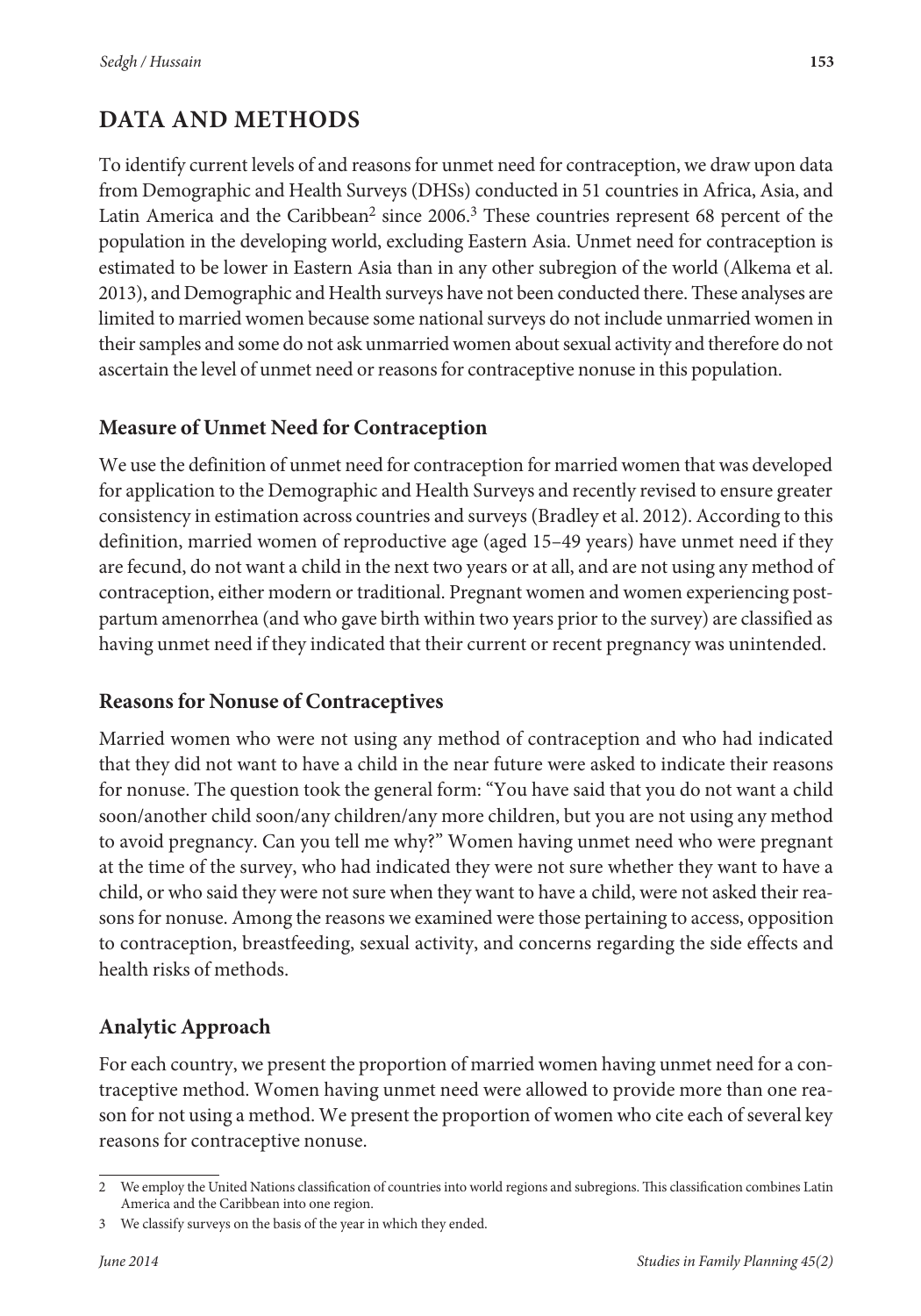## DATA AND METHODS

To identify current levels of and reasons for unmet need for contraception, we draw upon data from Demographic and Health Surveys (DHSs) conducted in 51 countries in Africa, Asia, and Latin America and the Caribbean[2] since 2006.[3] These countries represent 68 percent of the population in the developing world, excluding Eastern Asia. Unmet need for contraception is estimated to be lower in Eastern Asia than in any other subregion of the world (Alkema et al. 2013), and Demographic and Health surveys have not been conducted there. These analyses are limited to married women because some national surveys do not include unmarried women in their samples and some do not ask unmarried women about sexual activity and therefore do not ascertain the level of unmet need or reasons for contraceptive nonuse in this population.

### Measure of Unmet Need for Contraception

We use the definition of unmet need for contraception for married women that was developed for application to the Demographic and Health Surveys and recently revised to ensure greater consistency in estimation across countries and surveys (Bradley et al. 2012). According to this definition, married women of reproductive age (aged 15–49 years) have unmet need if they are fecund, do not want a child in the next two years or at all, and are not using any method of contraception, either modern or traditional. Pregnant women and women experiencing post-partum amenorrhea (and who gave birth within two years prior to the survey) are classified as having unmet need if they indicated that their current or recent pregnancy was unintended.

### Reasons for Nonuse of Contraceptives

Married women who were not using any method of contraception and who had indicated that they did not want to have a child in the near future were asked to indicate their reasons for nonuse. The question took the general form: "You have said that you do not want a child soon/another child soon/any children/any more children, but you are not using any method to avoid pregnancy. Can you tell me why?" Women having unmet need who were pregnant at the time of the survey, who had indicated they were not sure whether they want to have a child, or who said they were not sure when they want to have a child, were not asked their reasons for nonuse. Among the reasons we examined were those pertaining to access, opposition to contraception, breastfeeding, sexual activity, and concerns regarding the side effects and health risks of methods.

### Analytic Approach

For each country, we present the proportion of married women having unmet need for a contraceptive method. Women having unmet need were allowed to provide more than one reason for not using a method. We present the proportion of women who cite each of several key reasons for contraceptive nonuse.

---

2 We employ the United Nations classification of countries into world regions and subregions. This classification combines Latin America and the Caribbean into one region.

3 We classify surveys on the basis of the year in which they ended.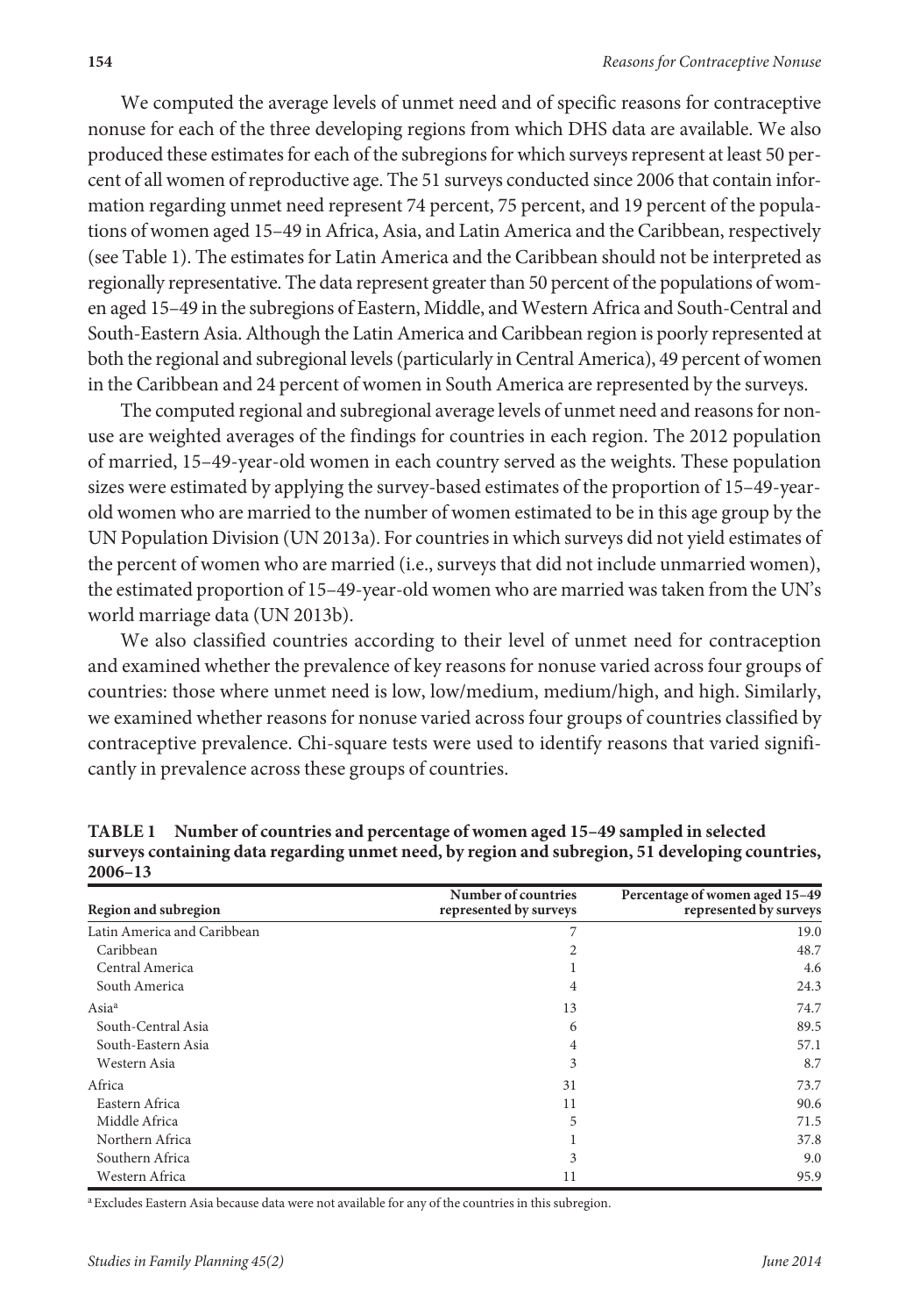We computed the average levels of unmet need and of specific reasons for contraceptive nonuse for each of the three developing regions from which DHS data are available. We also produced these estimates for each of the subregions for which surveys represent at least 50 percent of all women of reproductive age. The 51 surveys conducted since 2006 that contain information regarding unmet need represent 74 percent, 75 percent, and 19 percent of the populations of women aged 15–49 in Africa, Asia, and Latin America and the Caribbean, respectively (see Table 1). The estimates for Latin America and the Caribbean should not be interpreted as regionally representative. The data represent greater than 50 percent of the populations of women aged 15–49 in the subregions of Eastern, Middle, and Western Africa and South-Central and South-Eastern Asia. Although the Latin America and Caribbean region is poorly represented at both the regional and subregional levels (particularly in Central America), 49 percent of women in the Caribbean and 24 percent of women in South America are represented by the surveys.

The computed regional and subregional average levels of unmet need and reasons for nonuse are weighted averages of the findings for countries in each region. The 2012 population of married, 15–49-year-old women in each country served as the weights. These population sizes were estimated by applying the survey-based estimates of the proportion of 15–49-year-old women who are married to the number of women estimated to be in this age group by the UN Population Division (UN 2013a). For countries in which surveys did not yield estimates of the percent of women who are married (i.e., surveys that did not include unmarried women), the estimated proportion of 15–49-year-old women who are married was taken from the UN's world marriage data (UN 2013b).

We also classified countries according to their level of unmet need for contraception and examined whether the prevalence of key reasons for nonuse varied across four groups of countries: those where unmet need is low, low/medium, medium/high, and high. Similarly, we examined whether reasons for nonuse varied across four groups of countries classified by contraceptive prevalence. Chi-square tests were used to identify reasons that varied significantly in prevalence across these groups of countries.

**TABLE 1 Number of countries and percentage of women aged 15–49 sampled in selected surveys containing data regarding unmet need, by region and subregion, 51 developing countries, 2006–13**

| Region and subregion | Number of countries represented by surveys | Percentage of women aged 15–49 represented by surveys |
|---|---|---|
| Latin America and Caribbean | 7 | 19.0 |
| Caribbean | 2 | 48.7 |
| Central America | 1 | 4.6 |
| South America | 4 | 24.3 |
| Asia[a] | 13 | 74.7 |
| South-Central Asia | 6 | 89.5 |
| South-Eastern Asia | 4 | 57.1 |
| Western Asia | 3 | 8.7 |
| Africa | 31 | 73.7 |
| Eastern Africa | 11 | 90.6 |
| Middle Africa | 5 | 71.5 |
| Northern Africa | 1 | 37.8 |
| Southern Africa | 3 | 9.0 |
| Western Africa | 11 | 95.9 |

[a] Excludes Eastern Asia because data were not available for any of the countries in this subregion.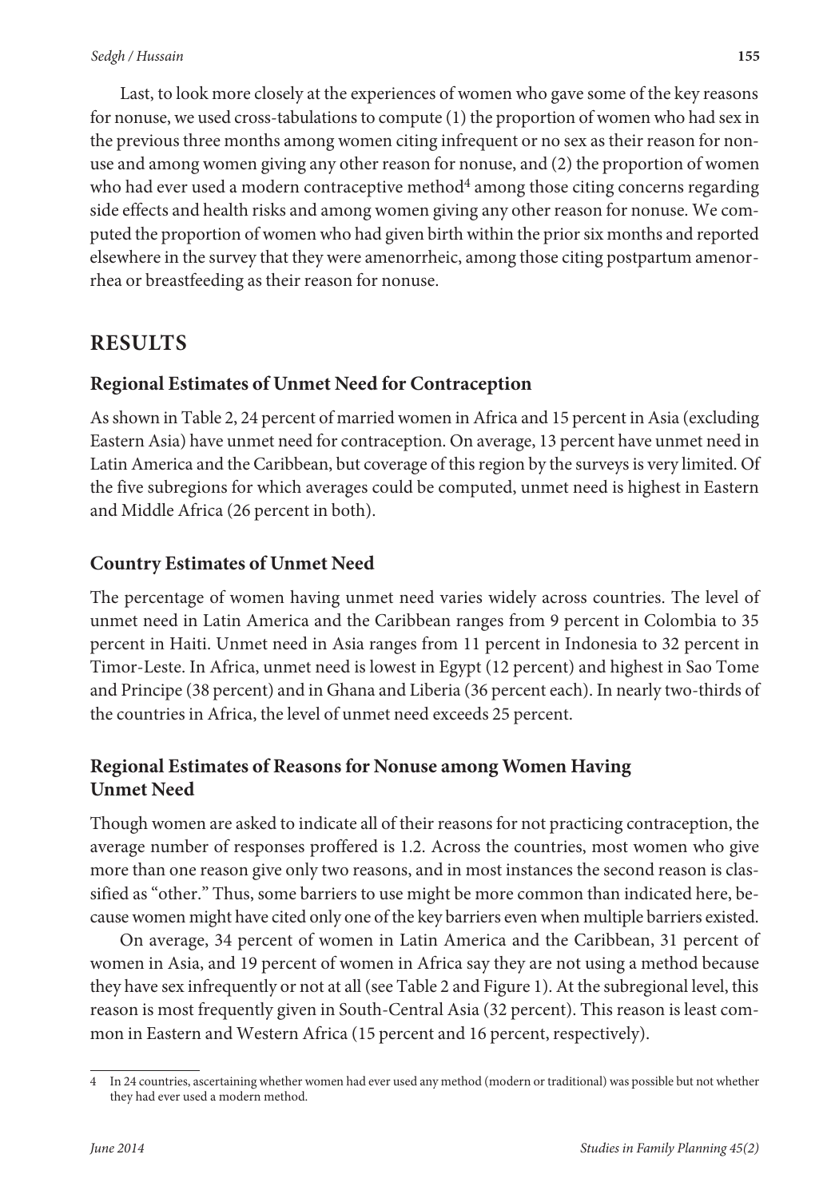Last, to look more closely at the experiences of women who gave some of the key reasons for nonuse, we used cross-tabulations to compute (1) the proportion of women who had sex in the previous three months among women citing infrequent or no sex as their reason for nonuse and among women giving any other reason for nonuse, and (2) the proportion of women who had ever used a modern contraceptive method[4] among those citing concerns regarding side effects and health risks and among women giving any other reason for nonuse. We computed the proportion of women who had given birth within the prior six months and reported elsewhere in the survey that they were amenorrheic, among those citing postpartum amenorrhea or breastfeeding as their reason for nonuse.

## RESULTS

### Regional Estimates of Unmet Need for Contraception

As shown in Table 2, 24 percent of married women in Africa and 15 percent in Asia (excluding Eastern Asia) have unmet need for contraception. On average, 13 percent have unmet need in Latin America and the Caribbean, but coverage of this region by the surveys is very limited. Of the five subregions for which averages could be computed, unmet need is highest in Eastern and Middle Africa (26 percent in both).

### Country Estimates of Unmet Need

The percentage of women having unmet need varies widely across countries. The level of unmet need in Latin America and the Caribbean ranges from 9 percent in Colombia to 35 percent in Haiti. Unmet need in Asia ranges from 11 percent in Indonesia to 32 percent in Timor-Leste. In Africa, unmet need is lowest in Egypt (12 percent) and highest in Sao Tome and Principe (38 percent) and in Ghana and Liberia (36 percent each). In nearly two-thirds of the countries in Africa, the level of unmet need exceeds 25 percent.

### Regional Estimates of Reasons for Nonuse among Women Having Unmet Need

Though women are asked to indicate all of their reasons for not practicing contraception, the average number of responses proffered is 1.2. Across the countries, most women who give more than one reason give only two reasons, and in most instances the second reason is classified as "other." Thus, some barriers to use might be more common than indicated here, because women might have cited only one of the key barriers even when multiple barriers existed.

On average, 34 percent of women in Latin America and the Caribbean, 31 percent of women in Asia, and 19 percent of women in Africa say they are not using a method because they have sex infrequently or not at all (see Table 2 and Figure 1). At the subregional level, this reason is most frequently given in South-Central Asia (32 percent). This reason is least common in Eastern and Western Africa (15 percent and 16 percent, respectively).

---

4 In 24 countries, ascertaining whether women had ever used any method (modern or traditional) was possible but not whether they had ever used a modern method.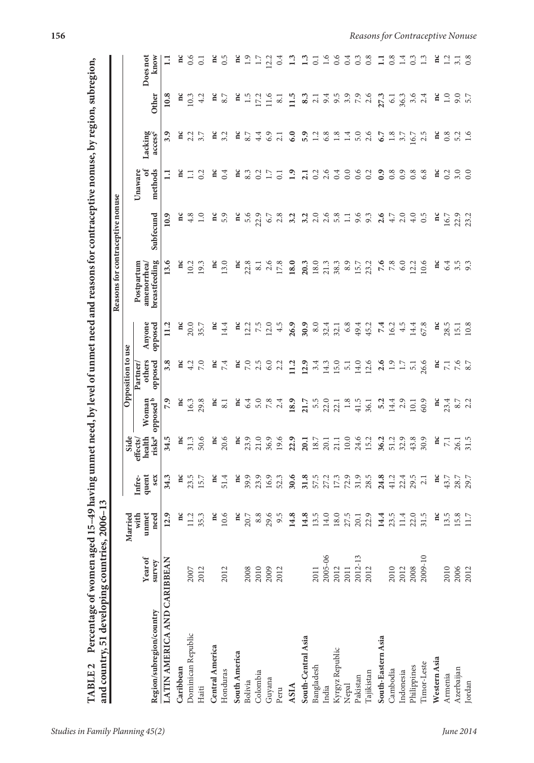**TABLE 2 Percentage of women aged 15–49 having unmet need, by level of unmet need and reasons for contraceptive nonuse, by region, subregion, and country, 51 developing countries, 2006–13**

| Region/subregion/country | Year of survey | Married with unmet need | Reasons for contraceptive nonuse | | | | | | | | | | | |
|---|---|---|---|---|---|---|---|---|---|---|---|---|---|---|
| | | | Infrequent sex | Side effects/ health risks[a] | Opposition to use | | | Postpartum amenorrhea/ breastfeeding | Subfecund | Unaware of methods | Lacking access[c] | Other | Does not know |
| | | | | | Woman opposed[b] | Partner/ others opposed | Anyone opposed | | | | | | |
| **LATIN AMERICA AND CARIBBEAN** | | **12.9** | **34.3** | **34.5** | **7.9** | **3.8** | **11.2** | **13.6** | **10.9** | **1.1** | **3.9** | **10.8** | **1.1** |
| **Caribbean** | | **nc** | **nc** | **nc** | **nc** | **nc** | **nc** | **nc** | **nc** | **nc** | **nc** | **nc** | **nc** |
| Dominican Republic | 2007 | 11.2 | 23.5 | 31.3 | 16.3 | 4.2 | 20.0 | 10.2 | 4.8 | 1.1 | 2.2 | 10.3 | 0.6 |
| Haiti | 2012 | 35.3 | 15.7 | 50.6 | 29.8 | 7.0 | 35.7 | 19.3 | 1.0 | 0.2 | 3.7 | 4.2 | 0.1 |
| **Central America** | | **nc** | **nc** | **nc** | **nc** | **nc** | **nc** | **nc** | **nc** | **nc** | **nc** | **nc** | **nc** |
| Honduras | 2012 | 10.6 | 51.4 | 20.6 | 8.1 | 7.4 | 14.4 | 13.0 | 5.9 | 0.4 | 3.2 | 8.7 | 0.5 |
| **South America** | | **nc** | **nc** | **nc** | **nc** | **nc** | **nc** | **nc** | **nc** | **nc** | **nc** | **nc** | **nc** |
| Bolivia | 2008 | 20.7 | 39.9 | 23.9 | 6.4 | 7.0 | 12.2 | 22.8 | 5.6 | 8.3 | 8.7 | 1.5 | 1.9 |
| Colombia | 2010 | 8.8 | 23.9 | 21.0 | 5.0 | 2.5 | 7.5 | 8.1 | 22.9 | 0.2 | 4.4 | 17.2 | 1.7 |
| Guyana | 2009 | 29.6 | 16.9 | 36.9 | 7.8 | 6.0 | 12.0 | 2.6 | 6.7 | 1.7 | 6.9 | 11.6 | 12.2 |
| Peru | 2012 | 9.5 | 52.3 | 19.6 | 2.4 | 2.2 | 4.5 | 17.8 | 2.8 | 0.1 | 2.1 | 8.1 | 0.4 |
| **ASIA** | | **14.8** | **30.6** | **22.9** | **18.9** | **11.2** | **26.9** | **18.0** | **3.2** | **1.9** | **6.0** | **11.5** | **1.3** |
| **South-Central Asia** | | **14.8** | **31.8** | **20.1** | **21.7** | **12.9** | **30.9** | **20.3** | **3.2** | **2.1** | **5.9** | **8.3** | **1.3** |
| Bangladesh | 2011 | 13.5 | 57.5 | 18.7 | 5.5 | 3.4 | 8.0 | 18.0 | 2.0 | 0.2 | 1.2 | 2.1 | 0.1 |
| India | 2005-06 | 14.0 | 27.2 | 20.1 | 22.0 | 14.3 | 32.4 | 21.3 | 2.6 | 2.6 | 6.8 | 9.4 | 1.6 |
| Kyrgyz Republic | 2012 | 18.0 | 17.3 | 21.1 | 22.1 | 15.0 | 32.1 | 38.3 | 5.8 | 0.4 | 1.8 | 9.5 | 0.6 |
| Nepal | 2011 | 27.5 | 72.9 | 10.0 | 1.8 | 5.1 | 6.8 | 8.9 | 1.1 | 0.0 | 1.4 | 3.9 | 0.4 |
| Pakistan | 2012-13 | 20.1 | 31.9 | 24.6 | 41.5 | 14.0 | 49.4 | 15.7 | 9.6 | 0.6 | 5.0 | 7.9 | 0.3 |
| Tajikistan | 2012 | 22.9 | 28.5 | 15.2 | 36.1 | 12.6 | 45.2 | 23.2 | 9.3 | 0.2 | 2.6 | 2.6 | 0.8 |
| **South-Eastern Asia** | | **14.4** | **24.8** | **36.2** | **5.2** | **2.6** | **7.4** | **7.6** | **2.6** | **0.9** | **6.7** | **27.3** | **1.1** |
| Cambodia | 2010 | 23.5 | 41.2 | 51.2 | 14.4 | 1.9 | 16.2 | 7.8 | 4.7 | 0.8 | 1.8 | 6.1 | 0.8 |
| Indonesia | 2012 | 11.4 | 22.4 | 32.9 | 2.9 | 1.7 | 4.5 | 6.0 | 2.0 | 0.9 | 3.7 | 36.3 | 1.4 |
| Philippines | 2008 | 22.0 | 29.5 | 43.8 | 10.1 | 5.1 | 14.4 | 12.2 | 4.0 | 0.8 | 16.7 | 3.6 | 0.3 |
| Timor-Leste | 2009-10 | 31.5 | 2.1 | 30.9 | 60.9 | 26.6 | 67.8 | 10.6 | 0.5 | 6.8 | 2.5 | 2.4 | 1.3 |
| **Western Asia** | | **nc** | **nc** | **nc** | **nc** | **nc** | **nc** | **nc** | **nc** | **nc** | **nc** | **nc** | **nc** |
| Armenia | 2010 | 13.5 | 43.7 | 7.1 | 23.4 | 7.1 | 28.5 | 6.4 | 16.7 | 0.2 | 0.8 | 1.0 | 1.2 |
| Azerbaijan | 2006 | 15.8 | 28.7 | 26.1 | 8.7 | 7.6 | 15.1 | 3.5 | 22.9 | 3.0 | 5.2 | 9.0 | 3.1 |
| Jordan | 2012 | 11.7 | 29.7 | 31.5 | 2.2 | 8.7 | 10.8 | 9.3 | 23.2 | 0.0 | 1.6 | 5.7 | 0.8 |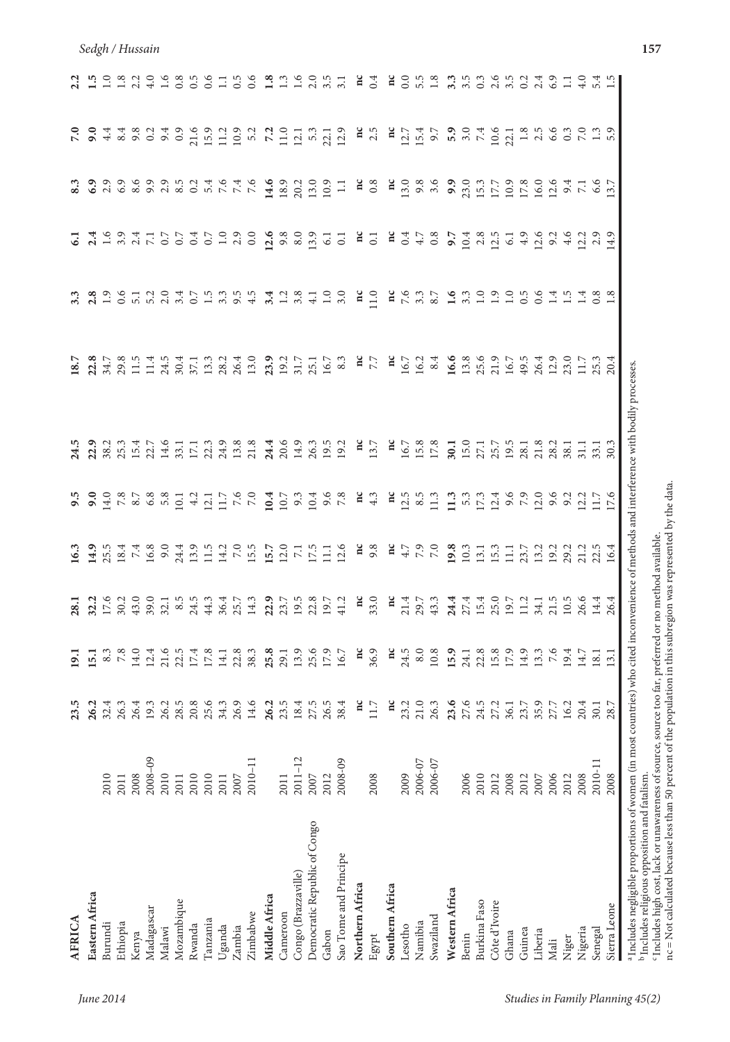| | | | | | | | | | | | | | |
|---|---|---|---|---|---|---|---|---|---|---|---|---|---|
| **AFRICA** | | **23.5** | **19.1** | **28.1** | **16.3** | **9.5** | **24.5** | **18.7** | **3.3** | **6.1** | **8.3** | **7.0** | **2.2** |
| **Eastern Africa** | | **26.2** | **15.1** | **32.2** | **14.9** | **9.0** | **22.9** | **22.8** | **2.8** | **2.4** | **6.9** | **9.0** | **1.5** |
| Burundi | 2010 | 32.4 | 8.3 | 17.6 | 25.5 | 14.0 | 38.2 | 34.7 | 1.9 | 1.6 | 2.9 | 4.4 | 1.0 |
| Ethiopia | 2011 | 26.3 | 7.8 | 30.2 | 18.4 | 7.8 | 25.3 | 29.8 | 0.6 | 3.9 | 6.9 | 8.4 | 1.8 |
| Kenya | 2008 | 26.4 | 14.0 | 43.0 | 7.4 | 8.7 | 15.4 | 11.5 | 5.1 | 2.4 | 8.6 | 9.8 | 2.2 |
| Madagascar | 2008–09 | 19.3 | 12.4 | 39.0 | 16.8 | 6.8 | 22.7 | 11.4 | 5.2 | 7.1 | 9.9 | 0.2 | 4.0 |
| Malawi | 2010 | 26.2 | 21.6 | 32.1 | 9.0 | 5.8 | 14.6 | 24.5 | 2.0 | 0.7 | 2.9 | 9.4 | 1.6 |
| Mozambique | 2011 | 28.5 | 22.5 | 8.5 | 24.4 | 10.1 | 33.1 | 30.4 | 3.4 | 0.7 | 8.5 | 0.9 | 0.8 |
| Rwanda | 2010 | 20.8 | 17.4 | 24.5 | 13.9 | 4.2 | 17.1 | 37.1 | 0.7 | 0.4 | 0.2 | 21.6 | 0.5 |
| Tanzania | 2010 | 25.6 | 17.8 | 44.3 | 11.5 | 12.1 | 22.3 | 13.3 | 1.5 | 0.7 | 5.4 | 15.9 | 0.6 |
| Uganda | 2011 | 34.3 | 14.1 | 36.4 | 14.2 | 11.7 | 24.9 | 28.2 | 3.3 | 1.0 | 7.6 | 11.2 | 1.1 |
| Zambia | 2007 | 26.9 | 22.8 | 25.7 | 7.0 | 7.6 | 13.8 | 26.4 | 9.5 | 2.9 | 7.4 | 10.9 | 0.5 |
| Zimbabwe | 2010–11 | 14.6 | 38.3 | 14.3 | 15.5 | 7.0 | 21.8 | 13.0 | 4.5 | 0.0 | 7.6 | 5.2 | 0.6 |
| **Middle Africa** | | **26.2** | **25.8** | **22.9** | **15.7** | **10.4** | **24.4** | **23.9** | **3.4** | **12.6** | **14.6** | **7.2** | **1.8** |
| Cameroon | 2011 | 23.5 | 29.1 | 23.7 | 12.0 | 10.7 | 20.6 | 19.2 | 1.2 | 9.8 | 18.9 | 11.0 | 1.3 |
| Congo (Brazzaville) | 2011–12 | 18.4 | 13.9 | 19.5 | 7.1 | 9.3 | 14.9 | 31.7 | 3.8 | 8.0 | 20.2 | 12.1 | 1.6 |
| Democratic Republic of Congo | 2007 | 27.5 | 25.6 | 22.8 | 17.5 | 10.4 | 26.3 | 25.1 | 4.1 | 13.9 | 13.0 | 5.3 | 2.0 |
| Gabon | 2012 | 26.5 | 17.9 | 19.7 | 11.1 | 9.6 | 19.5 | 16.7 | 1.0 | 6.1 | 10.9 | 22.1 | 3.5 |
| Sao Tome and Principe | 2008-09 | 38.4 | 16.7 | 41.2 | 12.6 | 7.8 | 19.2 | 8.3 | 3.0 | 0.1 | 1.1 | 12.9 | 3.1 |
| **Northern Africa** | | **nc** | **nc** | **nc** | **nc** | **nc** | **nc** | **nc** | **nc** | **nc** | **nc** | **nc** | **nc** |
| Egypt | 2008 | 11.7 | 36.9 | 33.0 | 9.8 | 4.3 | 13.7 | 7.7 | 11.0 | 0.1 | 0.8 | 2.5 | 0.4 |
| **Southern Africa** | | **nc** | **nc** | **nc** | **nc** | **nc** | **nc** | **nc** | **nc** | **nc** | **nc** | **nc** | **nc** |
| Lesotho | 2009 | 23.2 | 24.5 | 21.4 | 4.7 | 12.5 | 16.7 | 16.7 | 7.6 | 0.4 | 13.0 | 12.7 | 0.0 |
| Namibia | 2006-07 | 21.0 | 8.0 | 29.7 | 7.9 | 8.5 | 15.8 | 16.2 | 3.3 | 4.7 | 9.8 | 15.4 | 5.5 |
| Swaziland | 2006-07 | 26.3 | 10.8 | 43.3 | 7.0 | 11.3 | 17.8 | 8.4 | 8.7 | 0.8 | 3.6 | 9.7 | 1.8 |
| **Western Africa** | | **23.6** | **15.9** | **24.4** | **19.8** | **11.3** | **30.1** | **16.6** | **1.6** | **9.7** | **9.9** | **5.9** | **3.3** |
| Benin | 2006 | 27.6 | 24.1 | 27.4 | 10.3 | 5.3 | 15.0 | 13.8 | 3.3 | 10.4 | 23.0 | 3.0 | 3.5 |
| Burkina Faso | 2010 | 24.5 | 22.8 | 15.4 | 13.1 | 17.3 | 27.1 | 25.6 | 1.0 | 2.8 | 15.3 | 7.4 | 0.3 |
| Côte d'Ivoire | 2012 | 27.2 | 15.8 | 25.0 | 15.3 | 12.4 | 25.7 | 21.9 | 1.9 | 12.5 | 17.7 | 10.6 | 2.6 |
| Ghana | 2008 | 36.1 | 17.9 | 19.7 | 11.1 | 9.6 | 19.5 | 16.7 | 1.0 | 6.1 | 10.9 | 22.1 | 3.5 |
| Guinea | 2012 | 23.7 | 14.9 | 11.2 | 23.7 | 7.9 | 28.1 | 49.5 | 0.5 | 4.9 | 17.8 | 1.8 | 0.2 |
| Liberia | 2007 | 35.9 | 13.3 | 34.1 | 13.2 | 12.0 | 21.8 | 26.4 | 0.6 | 12.6 | 16.0 | 2.5 | 2.4 |
| Mali | 2006 | 27.7 | 7.6 | 21.5 | 19.2 | 9.6 | 28.2 | 12.9 | 1.4 | 9.2 | 12.6 | 6.6 | 6.9 |
| Niger | 2012 | 16.2 | 19.4 | 10.5 | 29.2 | 9.2 | 38.1 | 23.0 | 1.5 | 4.6 | 9.4 | 0.3 | 1.1 |
| Nigeria | 2008 | 20.4 | 14.7 | 26.6 | 21.2 | 12.2 | 31.1 | 11.7 | 1.4 | 12.2 | 7.1 | 7.0 | 4.0 |
| Senegal | 2010-11 | 30.1 | 18.1 | 14.4 | 22.5 | 11.7 | 33.1 | 25.3 | 0.8 | 2.9 | 6.6 | 1.3 | 5.4 |
| Sierra Leone | 2008 | 28.7 | 13.1 | 26.4 | 16.4 | 17.6 | 30.3 | 20.4 | 1.8 | 14.9 | 13.7 | 5.9 | 1.5 |

[a] Includes negligible proportions of women (in most countries) who cited inconvenience of methods and interference with bodily processes.
[b] Includes religious opposition and fatalism.
[c] Includes high cost, lack or unawareness of source, source too far, preferred or no method available.
nc = Not calculated because less than 50 percent of the population in this subregion was represented by the data.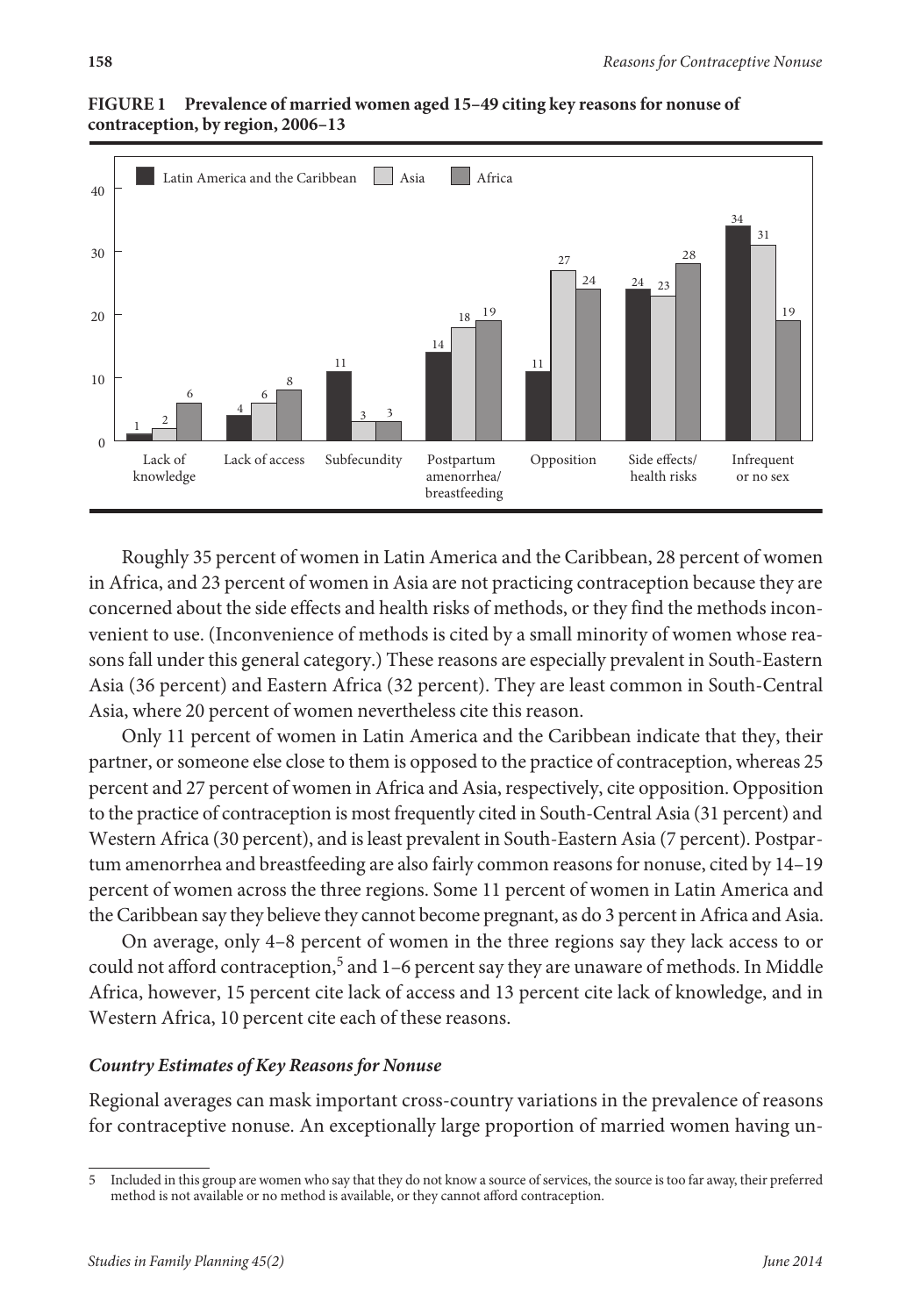**FIGURE 1 Prevalence of married women aged 15–49 citing key reasons for nonuse of contraception, by region, 2006–13**

| Reason | Latin America and the Caribbean | Asia | Africa |
|---|---|---|---|
| Lack of knowledge | 1 | 2 | 6 |
| Lack of access | 4 | 6 | 8 |
| Subfecundity | 11 | 3 | 3 |
| Postpartum amenorrhea/ breastfeeding | 14 | 18 | 19 |
| Opposition | 11 | 27 | 24 |
| Side effects/ health risks | 24 | 23 | 28 |
| Infrequent or no sex | 34 | 31 | 19 |

Roughly 35 percent of women in Latin America and the Caribbean, 28 percent of women in Africa, and 23 percent of women in Asia are not practicing contraception because they are concerned about the side effects and health risks of methods, or they find the methods inconvenient to use. (Inconvenience of methods is cited by a small minority of women whose reasons fall under this general category.) These reasons are especially prevalent in South-Eastern Asia (36 percent) and Eastern Africa (32 percent). They are least common in South-Central Asia, where 20 percent of women nevertheless cite this reason.

Only 11 percent of women in Latin America and the Caribbean indicate that they, their partner, or someone else close to them is opposed to the practice of contraception, whereas 25 percent and 27 percent of women in Africa and Asia, respectively, cite opposition. Opposition to the practice of contraception is most frequently cited in South-Central Asia (31 percent) and Western Africa (30 percent), and is least prevalent in South-Eastern Asia (7 percent). Postpartum amenorrhea and breastfeeding are also fairly common reasons for nonuse, cited by 14–19 percent of women across the three regions. Some 11 percent of women in Latin America and the Caribbean say they believe they cannot become pregnant, as do 3 percent in Africa and Asia.

On average, only 4–8 percent of women in the three regions say they lack access to or could not afford contraception,[5] and 1–6 percent say they are unaware of methods. In Middle Africa, however, 15 percent cite lack of access and 13 percent cite lack of knowledge, and in Western Africa, 10 percent cite each of these reasons.

### *Country Estimates of Key Reasons for Nonuse*

Regional averages can mask important cross-country variations in the prevalence of reasons for contraceptive nonuse. An exceptionally large proportion of married women having un-

5 Included in this group are women who say that they do not know a source of services, the source is too far away, their preferred method is not available or no method is available, or they cannot afford contraception.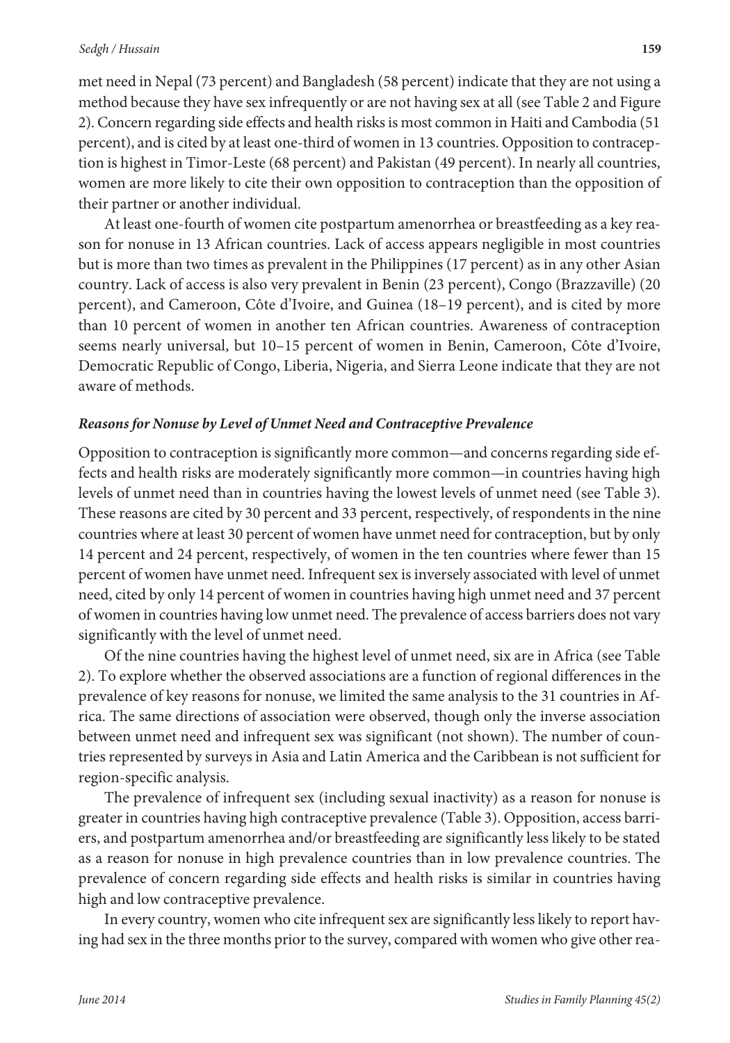met need in Nepal (73 percent) and Bangladesh (58 percent) indicate that they are not using a method because they have sex infrequently or are not having sex at all (see Table 2 and Figure 2). Concern regarding side effects and health risks is most common in Haiti and Cambodia (51 percent), and is cited by at least one-third of women in 13 countries. Opposition to contraception is highest in Timor-Leste (68 percent) and Pakistan (49 percent). In nearly all countries, women are more likely to cite their own opposition to contraception than the opposition of their partner or another individual.

At least one-fourth of women cite postpartum amenorrhea or breastfeeding as a key reason for nonuse in 13 African countries. Lack of access appears negligible in most countries but is more than two times as prevalent in the Philippines (17 percent) as in any other Asian country. Lack of access is also very prevalent in Benin (23 percent), Congo (Brazzaville) (20 percent), and Cameroon, Côte d'Ivoire, and Guinea (18–19 percent), and is cited by more than 10 percent of women in another ten African countries. Awareness of contraception seems nearly universal, but 10–15 percent of women in Benin, Cameroon, Côte d'Ivoire, Democratic Republic of Congo, Liberia, Nigeria, and Sierra Leone indicate that they are not aware of methods.

### *Reasons for Nonuse by Level of Unmet Need and Contraceptive Prevalence*

Opposition to contraception is significantly more common—and concerns regarding side effects and health risks are moderately significantly more common—in countries having high levels of unmet need than in countries having the lowest levels of unmet need (see Table 3). These reasons are cited by 30 percent and 33 percent, respectively, of respondents in the nine countries where at least 30 percent of women have unmet need for contraception, but by only 14 percent and 24 percent, respectively, of women in the ten countries where fewer than 15 percent of women have unmet need. Infrequent sex is inversely associated with level of unmet need, cited by only 14 percent of women in countries having high unmet need and 37 percent of women in countries having low unmet need. The prevalence of access barriers does not vary significantly with the level of unmet need.

Of the nine countries having the highest level of unmet need, six are in Africa (see Table 2). To explore whether the observed associations are a function of regional differences in the prevalence of key reasons for nonuse, we limited the same analysis to the 31 countries in Africa. The same directions of association were observed, though only the inverse association between unmet need and infrequent sex was significant (not shown). The number of countries represented by surveys in Asia and Latin America and the Caribbean is not sufficient for region-specific analysis.

The prevalence of infrequent sex (including sexual inactivity) as a reason for nonuse is greater in countries having high contraceptive prevalence (Table 3). Opposition, access barriers, and postpartum amenorrhea and/or breastfeeding are significantly less likely to be stated as a reason for nonuse in high prevalence countries than in low prevalence countries. The prevalence of concern regarding side effects and health risks is similar in countries having high and low contraceptive prevalence.

In every country, women who cite infrequent sex are significantly less likely to report having had sex in the three months prior to the survey, compared with women who give other rea-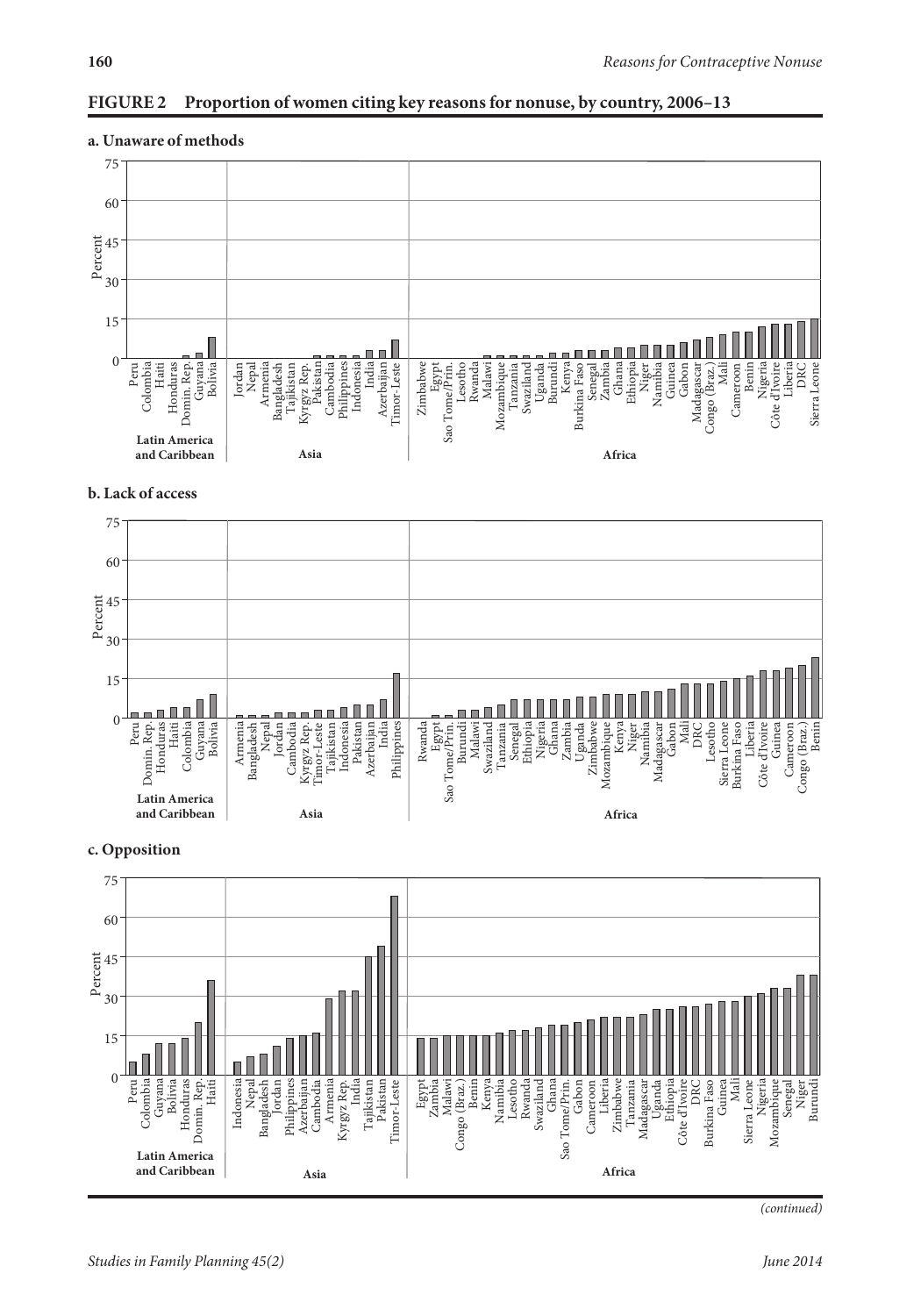## FIGURE 2 Proportion of women citing key reasons for nonuse, by country, 2006–13

**a. Unaware of methods**

**b. Lack of access**

**c. Opposition**

*(continued)*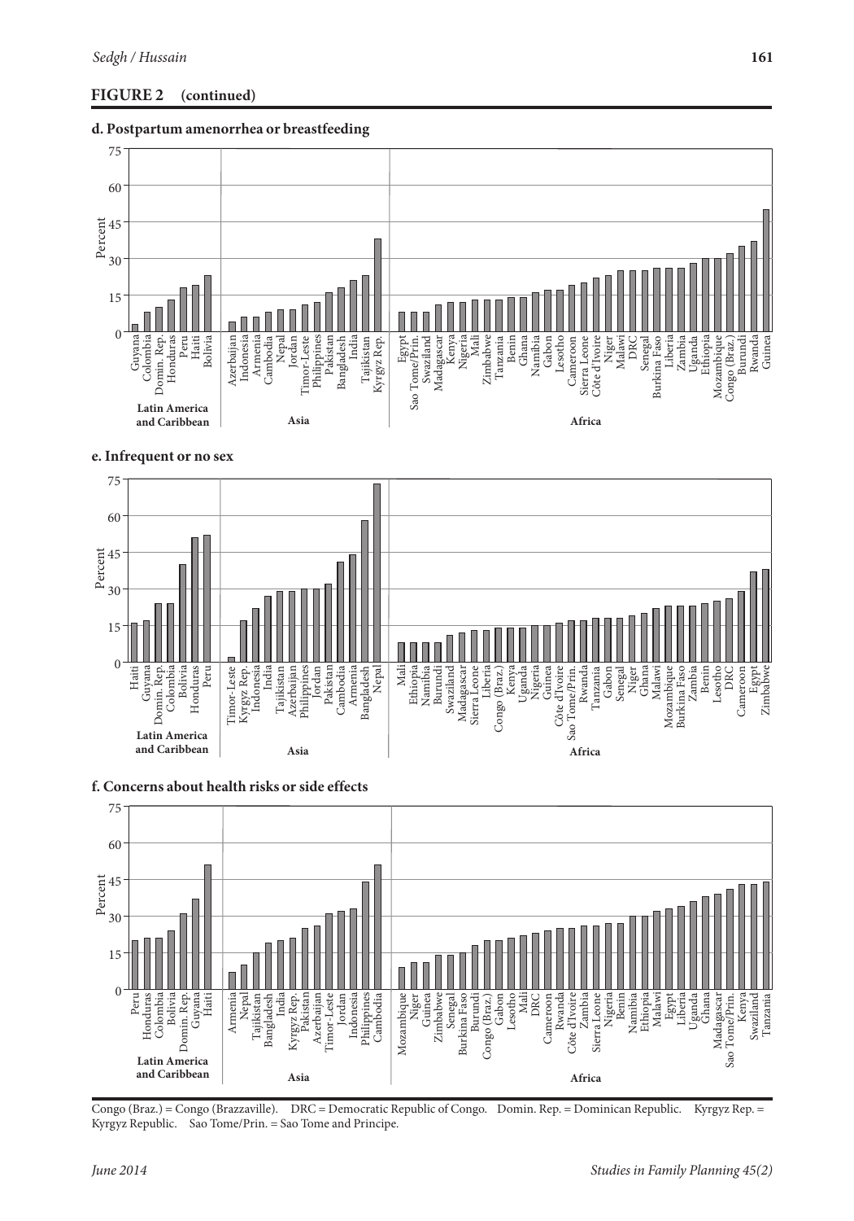**FIGURE 2 (continued)**

**d. Postpartum amenorrhea or breastfeeding**

**e. Infrequent or no sex**

**f. Concerns about health risks or side effects**

Congo (Braz.) = Congo (Brazzaville). DRC = Democratic Republic of Congo. Domin. Rep. = Dominican Republic. Kyrgyz Rep. = Kyrgyz Republic. Sao Tome/Prin. = Sao Tome and Principe.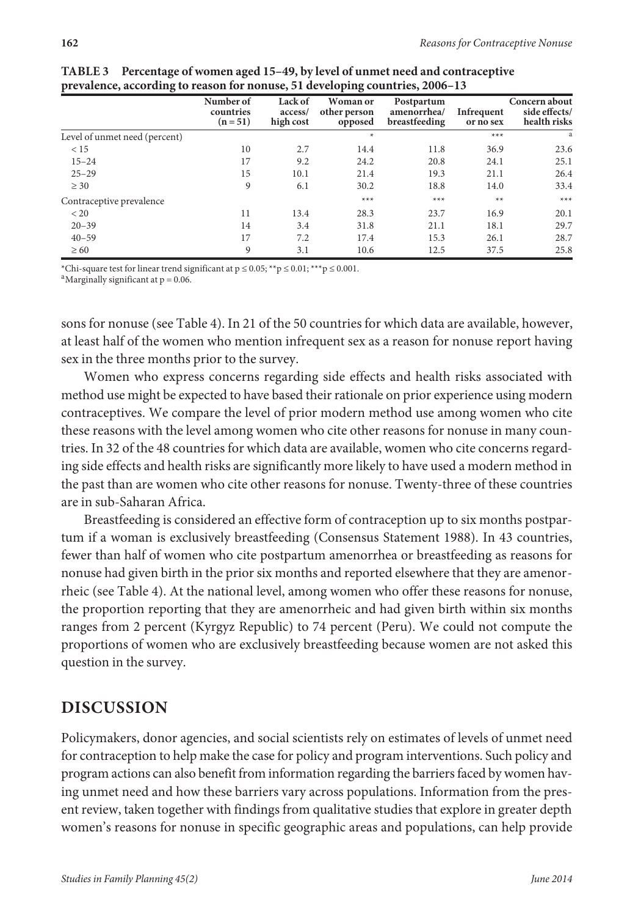**TABLE 3 Percentage of women aged 15–49, by level of unmet need and contraceptive prevalence, according to reason for nonuse, 51 developing countries, 2006–13**

| | Number of countries (n = 51) | Lack of access/ high cost | Woman or other person opposed | Postpartum amenorrhea/ breastfeeding | Infrequent or no sex | Concern about side effects/ health risks |
|---|---|---|---|---|---|---|
| Level of unmet need (percent) | | | * | | *** | a |
| < 15 | 10 | 2.7 | 14.4 | 11.8 | 36.9 | 23.6 |
| 15–24 | 17 | 9.2 | 24.2 | 20.8 | 24.1 | 25.1 |
| 25–29 | 15 | 10.1 | 21.4 | 19.3 | 21.1 | 26.4 |
| ≥ 30 | 9 | 6.1 | 30.2 | 18.8 | 14.0 | 33.4 |
| Contraceptive prevalence | | | *** | *** | ** | *** |
| < 20 | 11 | 13.4 | 28.3 | 23.7 | 16.9 | 20.1 |
| 20–39 | 14 | 3.4 | 31.8 | 21.1 | 18.1 | 29.7 |
| 40–59 | 17 | 7.2 | 17.4 | 15.3 | 26.1 | 28.7 |
| ≥ 60 | 9 | 3.1 | 10.6 | 12.5 | 37.5 | 25.8 |

*Chi-square test for linear trend significant at $p \leq 0.05$; ** $p \leq 0.01$; *** $p \leq 0.001$.
[a]Marginally significant at $p = 0.06$.

sons for nonuse (see Table 4). In 21 of the 50 countries for which data are available, however, at least half of the women who mention infrequent sex as a reason for nonuse report having sex in the three months prior to the survey.

Women who express concerns regarding side effects and health risks associated with method use might be expected to have based their rationale on prior experience using modern contraceptives. We compare the level of prior modern method use among women who cite these reasons with the level among women who cite other reasons for nonuse in many countries. In 32 of the 48 countries for which data are available, women who cite concerns regarding side effects and health risks are significantly more likely to have used a modern method in the past than are women who cite other reasons for nonuse. Twenty-three of these countries are in sub-Saharan Africa.

Breastfeeding is considered an effective form of contraception up to six months postpartum if a woman is exclusively breastfeeding (Consensus Statement 1988). In 43 countries, fewer than half of women who cite postpartum amenorrhea or breastfeeding as reasons for nonuse had given birth in the prior six months and reported elsewhere that they are amenorrheic (see Table 4). At the national level, among women who offer these reasons for nonuse, the proportion reporting that they are amenorrheic and had given birth within six months ranges from 2 percent (Kyrgyz Republic) to 74 percent (Peru). We could not compute the proportions of women who are exclusively breastfeeding because women are not asked this question in the survey.

## DISCUSSION

Policymakers, donor agencies, and social scientists rely on estimates of levels of unmet need for contraception to help make the case for policy and program interventions. Such policy and program actions can also benefit from information regarding the barriers faced by women having unmet need and how these barriers vary across populations. Information from the present review, taken together with findings from qualitative studies that explore in greater depth women's reasons for nonuse in specific geographic areas and populations, can help provide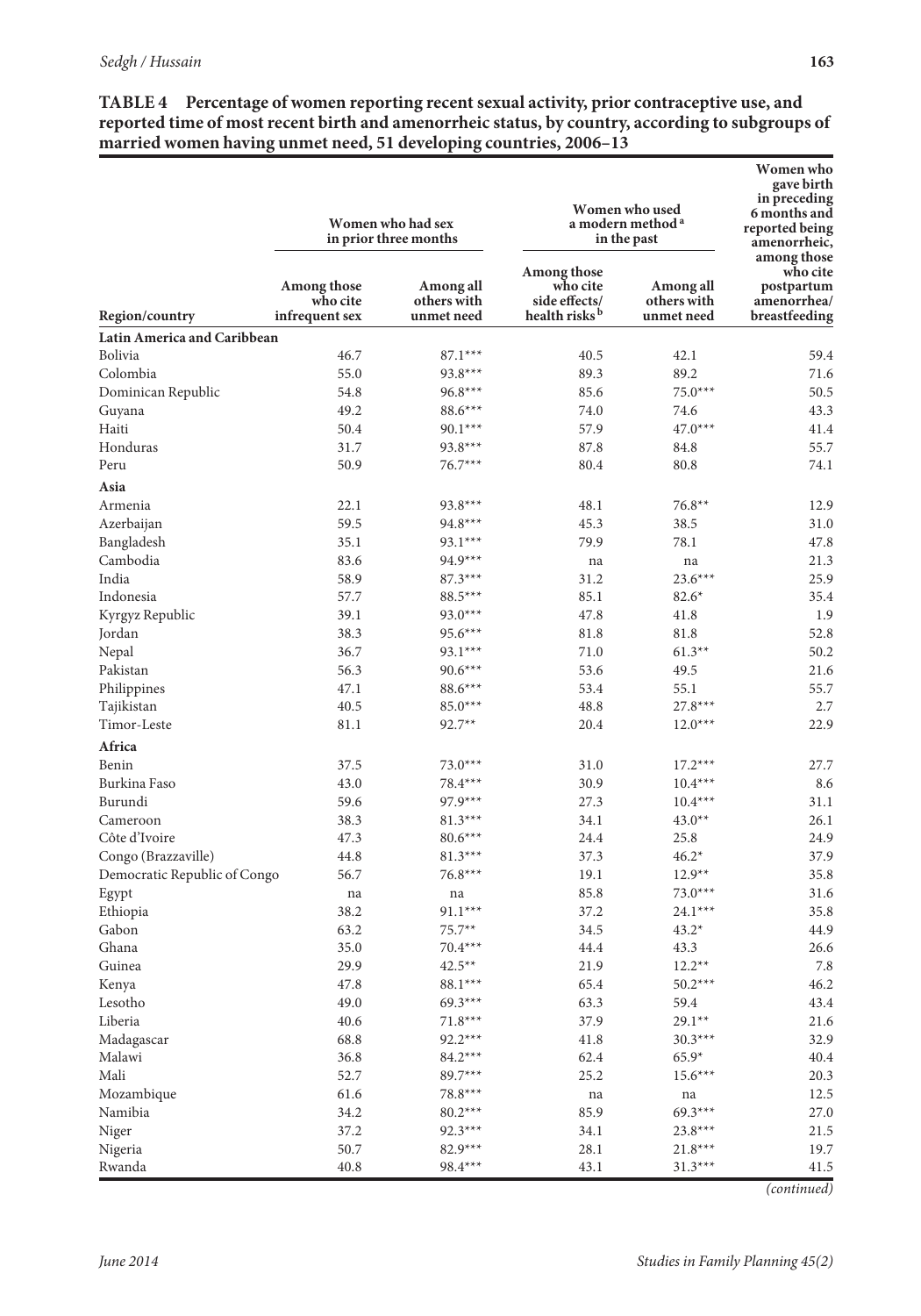**TABLE 4 Percentage of women reporting recent sexual activity, prior contraceptive use, and reported time of most recent birth and amenorrheic status, by country, according to subgroups of married women having unmet need, 51 developing countries, 2006–13**

| Region/country | Women who had sex in prior three months | | Women who used a modern method[a] in the past | | Women who gave birth in preceding 6 months and reported being amenorrheic, among those who cite postpartum amenorrhea/ breastfeeding |
|---|---|---|---|---|---|
| | Among those who cite infrequent sex | Among all others with unmet need | Among those who cite side effects/ health risks[b] | Among all others with unmet need | |
| **Latin America and Caribbean** | | | | | |
| Bolivia | 46.7 | 87.1*** | 40.5 | 42.1 | 59.4 |
| Colombia | 55.0 | 93.8*** | 89.3 | 89.2 | 71.6 |
| Dominican Republic | 54.8 | 96.8*** | 85.6 | 75.0*** | 50.5 |
| Guyana | 49.2 | 88.6*** | 74.0 | 74.6 | 43.3 |
| Haiti | 50.4 | 90.1*** | 57.9 | 47.0*** | 41.4 |
| Honduras | 31.7 | 93.8*** | 87.8 | 84.8 | 55.7 |
| Peru | 50.9 | 76.7*** | 80.4 | 80.8 | 74.1 |
| **Asia** | | | | | |
| Armenia | 22.1 | 93.8*** | 48.1 | 76.8** | 12.9 |
| Azerbaijan | 59.5 | 94.8*** | 45.3 | 38.5 | 31.0 |
| Bangladesh | 35.1 | 93.1*** | 79.9 | 78.1 | 47.8 |
| Cambodia | 83.6 | 94.9*** | na | na | 21.3 |
| India | 58.9 | 87.3*** | 31.2 | 23.6*** | 25.9 |
| Indonesia | 57.7 | 88.5*** | 85.1 | 82.6* | 35.4 |
| Kyrgyz Republic | 39.1 | 93.0*** | 47.8 | 41.8 | 1.9 |
| Jordan | 38.3 | 95.6*** | 81.8 | 81.8 | 52.8 |
| Nepal | 36.7 | 93.1*** | 71.0 | 61.3** | 50.2 |
| Pakistan | 56.3 | 90.6*** | 53.6 | 49.5 | 21.6 |
| Philippines | 47.1 | 88.6*** | 53.4 | 55.1 | 55.7 |
| Tajikistan | 40.5 | 85.0*** | 48.8 | 27.8*** | 2.7 |
| Timor-Leste | 81.1 | 92.7** | 20.4 | 12.0*** | 22.9 |
| **Africa** | | | | | |
| Benin | 37.5 | 73.0*** | 31.0 | 17.2*** | 27.7 |
| Burkina Faso | 43.0 | 78.4*** | 30.9 | 10.4*** | 8.6 |
| Burundi | 59.6 | 97.9*** | 27.3 | 10.4*** | 31.1 |
| Cameroon | 38.3 | 81.3*** | 34.1 | 43.0** | 26.1 |
| Côte d'Ivoire | 47.3 | 80.6*** | 24.4 | 25.8 | 24.9 |
| Congo (Brazzaville) | 44.8 | 81.3*** | 37.3 | 46.2* | 37.9 |
| Democratic Republic of Congo | 56.7 | 76.8*** | 19.1 | 12.9** | 35.8 |
| Egypt | na | na | 85.8 | 73.0*** | 31.6 |
| Ethiopia | 38.2 | 91.1*** | 37.2 | 24.1*** | 35.8 |
| Gabon | 63.2 | 75.7** | 34.5 | 43.2* | 44.9 |
| Ghana | 35.0 | 70.4*** | 44.4 | 43.3 | 26.6 |
| Guinea | 29.9 | 42.5** | 21.9 | 12.2** | 7.8 |
| Kenya | 47.8 | 88.1*** | 65.4 | 50.2*** | 46.2 |
| Lesotho | 49.0 | 69.3*** | 63.3 | 59.4 | 43.4 |
| Liberia | 40.6 | 71.8*** | 37.9 | 29.1** | 21.6 |
| Madagascar | 68.8 | 92.2*** | 41.8 | 30.3*** | 32.9 |
| Malawi | 36.8 | 84.2*** | 62.4 | 65.9* | 40.4 |
| Mali | 52.7 | 89.7*** | 25.2 | 15.6*** | 20.3 |
| Mozambique | 61.6 | 78.8*** | na | na | 12.5 |
| Namibia | 34.2 | 80.2*** | 85.9 | 69.3*** | 27.0 |
| Niger | 37.2 | 92.3*** | 34.1 | 23.8*** | 21.5 |
| Nigeria | 50.7 | 82.9*** | 28.1 | 21.8*** | 19.7 |
| Rwanda | 40.8 | 98.4*** | 43.1 | 31.3*** | 41.5 |

*(continued)*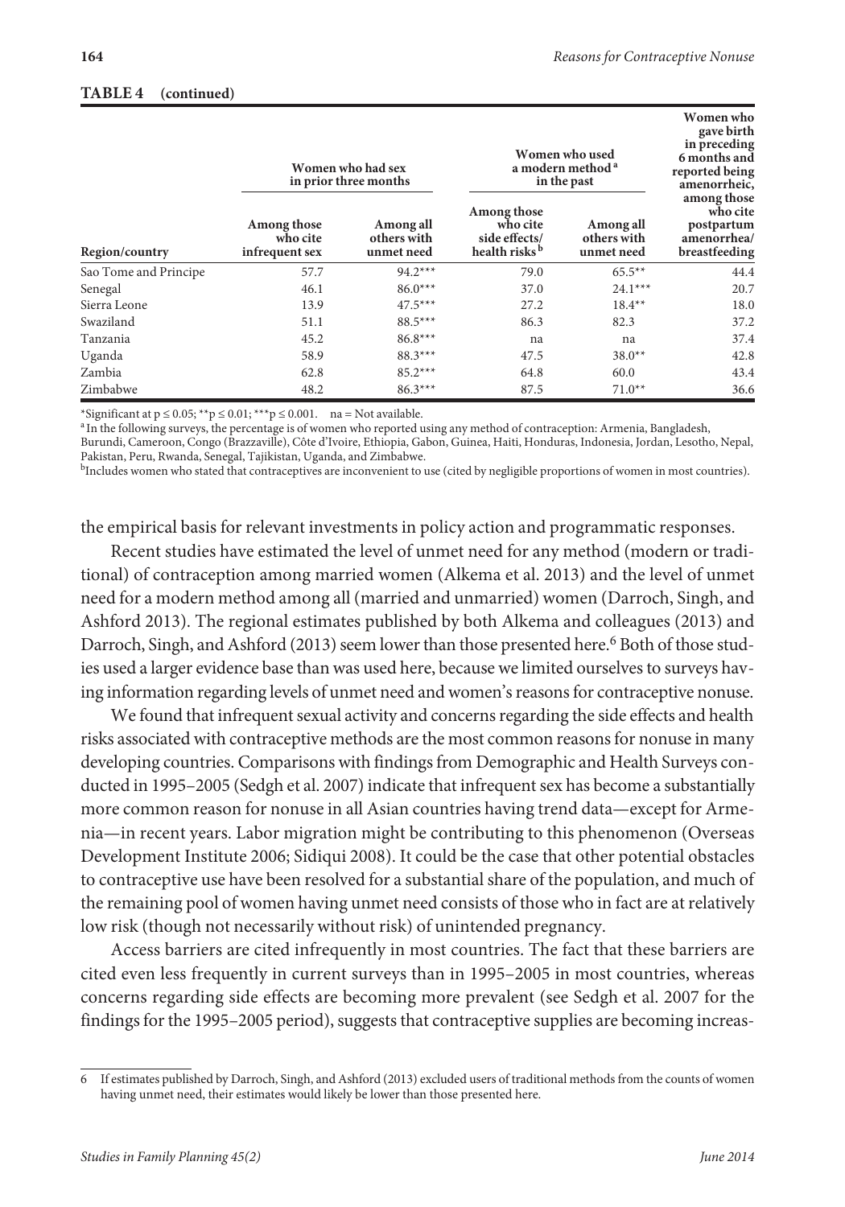**TABLE 4 (continued)**

| Region/country | Women who had sex in prior three months: Among those who cite infrequent sex | Women who had sex in prior three months: Among all others with unmet need | Women who used a modern method[a] in the past: Among those who cite side effects/ health risks[b] | Women who used a modern method[a] in the past: Among all others with unmet need | Women who gave birth in preceding 6 months and reported being amenorrheic, among those who cite postpartum amenorrhea/ breastfeeding |
|---|---|---|---|---|---|
| Sao Tome and Principe | 57.7 | 94.2*** | 79.0 | 65.5** | 44.4 |
| Senegal | 46.1 | 86.0*** | 37.0 | 24.1*** | 20.7 |
| Sierra Leone | 13.9 | 47.5*** | 27.2 | 18.4** | 18.0 |
| Swaziland | 51.1 | 88.5*** | 86.3 | 82.3 | 37.2 |
| Tanzania | 45.2 | 86.8*** | na | na | 37.4 |
| Uganda | 58.9 | 88.3*** | 47.5 | 38.0** | 42.8 |
| Zambia | 62.8 | 85.2*** | 64.8 | 60.0 | 43.4 |
| Zimbabwe | 48.2 | 86.3*** | 87.5 | 71.0** | 36.6 |

*Significant at p ≤ 0.05; **p ≤ 0.01; ***p ≤ 0.001. na = Not available.
[a] In the following surveys, the percentage is of women who reported using any method of contraception: Armenia, Bangladesh, Burundi, Cameroon, Congo (Brazzaville), Côte d'Ivoire, Ethiopia, Gabon, Guinea, Haiti, Honduras, Indonesia, Jordan, Lesotho, Nepal, Pakistan, Peru, Rwanda, Senegal, Tajikistan, Uganda, and Zimbabwe.
[b] Includes women who stated that contraceptives are inconvenient to use (cited by negligible proportions of women in most countries).

the empirical basis for relevant investments in policy action and programmatic responses.

Recent studies have estimated the level of unmet need for any method (modern or traditional) of contraception among married women (Alkema et al. 2013) and the level of unmet need for a modern method among all (married and unmarried) women (Darroch, Singh, and Ashford 2013). The regional estimates published by both Alkema and colleagues (2013) and Darroch, Singh, and Ashford (2013) seem lower than those presented here.[6] Both of those studies used a larger evidence base than was used here, because we limited ourselves to surveys having information regarding levels of unmet need and women's reasons for contraceptive nonuse.

We found that infrequent sexual activity and concerns regarding the side effects and health risks associated with contraceptive methods are the most common reasons for nonuse in many developing countries. Comparisons with findings from Demographic and Health Surveys conducted in 1995–2005 (Sedgh et al. 2007) indicate that infrequent sex has become a substantially more common reason for nonuse in all Asian countries having trend data—except for Armenia—in recent years. Labor migration might be contributing to this phenomenon (Overseas Development Institute 2006; Sidiqui 2008). It could be the case that other potential obstacles to contraceptive use have been resolved for a substantial share of the population, and much of the remaining pool of women having unmet need consists of those who in fact are at relatively low risk (though not necessarily without risk) of unintended pregnancy.

Access barriers are cited infrequently in most countries. The fact that these barriers are cited even less frequently in current surveys than in 1995–2005 in most countries, whereas concerns regarding side effects are becoming more prevalent (see Sedgh et al. 2007 for the findings for the 1995–2005 period), suggests that contraceptive supplies are becoming increas-

6 If estimates published by Darroch, Singh, and Ashford (2013) excluded users of traditional methods from the counts of women having unmet need, their estimates would likely be lower than those presented here.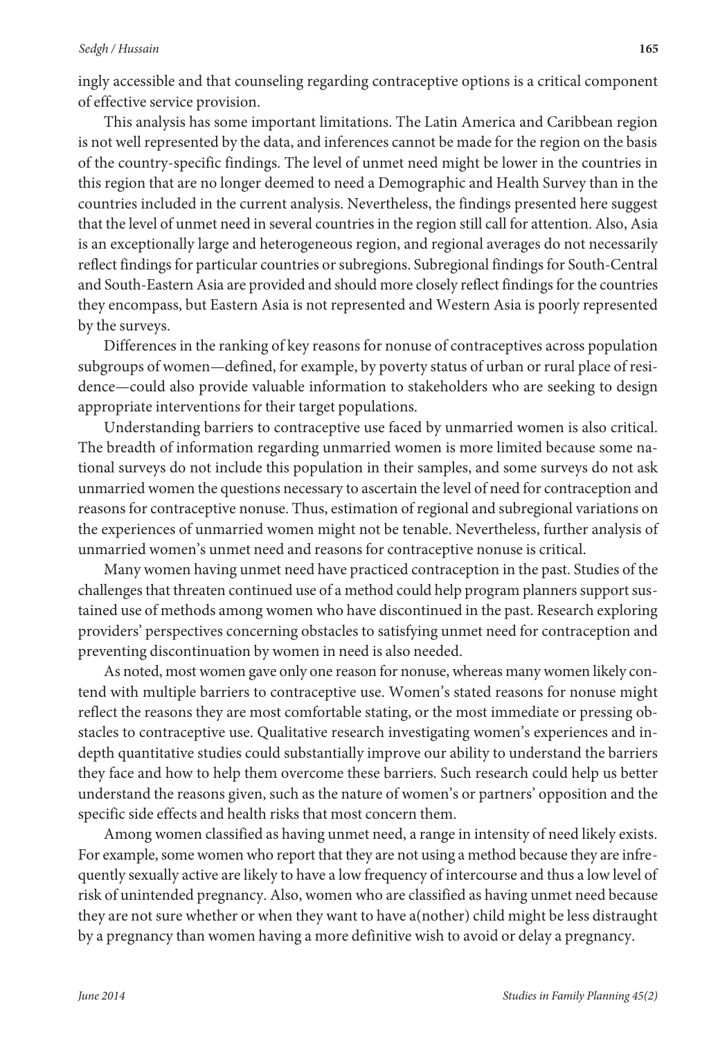ingly accessible and that counseling regarding contraceptive options is a critical component of effective service provision.

This analysis has some important limitations. The Latin America and Caribbean region is not well represented by the data, and inferences cannot be made for the region on the basis of the country-specific findings. The level of unmet need might be lower in the countries in this region that are no longer deemed to need a Demographic and Health Survey than in the countries included in the current analysis. Nevertheless, the findings presented here suggest that the level of unmet need in several countries in the region still call for attention. Also, Asia is an exceptionally large and heterogeneous region, and regional averages do not necessarily reflect findings for particular countries or subregions. Subregional findings for South-Central and South-Eastern Asia are provided and should more closely reflect findings for the countries they encompass, but Eastern Asia is not represented and Western Asia is poorly represented by the surveys.

Differences in the ranking of key reasons for nonuse of contraceptives across population subgroups of women—defined, for example, by poverty status of urban or rural place of residence—could also provide valuable information to stakeholders who are seeking to design appropriate interventions for their target populations.

Understanding barriers to contraceptive use faced by unmarried women is also critical. The breadth of information regarding unmarried women is more limited because some national surveys do not include this population in their samples, and some surveys do not ask unmarried women the questions necessary to ascertain the level of need for contraception and reasons for contraceptive nonuse. Thus, estimation of regional and subregional variations on the experiences of unmarried women might not be tenable. Nevertheless, further analysis of unmarried women's unmet need and reasons for contraceptive nonuse is critical.

Many women having unmet need have practiced contraception in the past. Studies of the challenges that threaten continued use of a method could help program planners support sustained use of methods among women who have discontinued in the past. Research exploring providers' perspectives concerning obstacles to satisfying unmet need for contraception and preventing discontinuation by women in need is also needed.

As noted, most women gave only one reason for nonuse, whereas many women likely contend with multiple barriers to contraceptive use. Women's stated reasons for nonuse might reflect the reasons they are most comfortable stating, or the most immediate or pressing obstacles to contraceptive use. Qualitative research investigating women's experiences and in-depth quantitative studies could substantially improve our ability to understand the barriers they face and how to help them overcome these barriers. Such research could help us better understand the reasons given, such as the nature of women's or partners' opposition and the specific side effects and health risks that most concern them.

Among women classified as having unmet need, a range in intensity of need likely exists. For example, some women who report that they are not using a method because they are infrequently sexually active are likely to have a low frequency of intercourse and thus a low level of risk of unintended pregnancy. Also, women who are classified as having unmet need because they are not sure whether or when they want to have a(nother) child might be less distraught by a pregnancy than women having a more definitive wish to avoid or delay a pregnancy.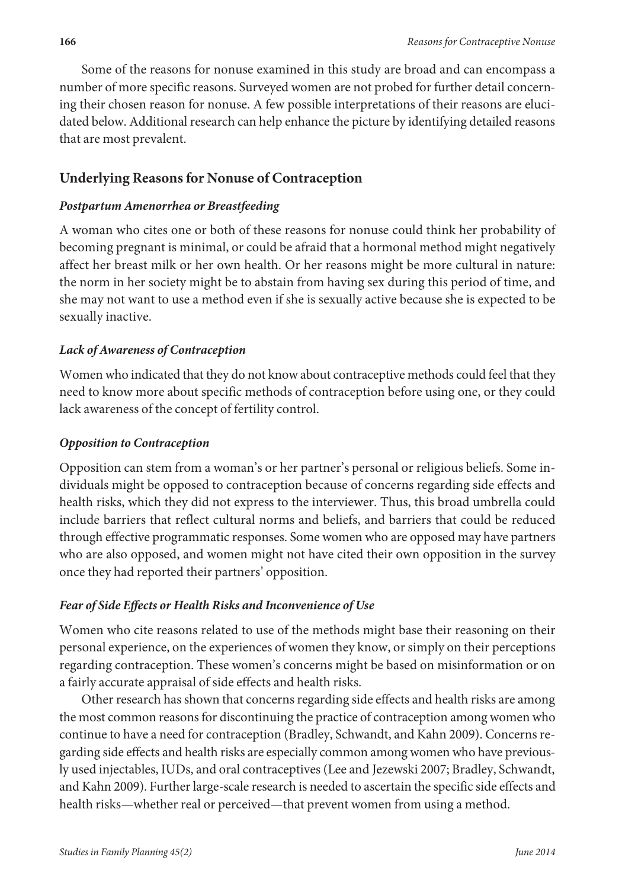Some of the reasons for nonuse examined in this study are broad and can encompass a number of more specific reasons. Surveyed women are not probed for further detail concerning their chosen reason for nonuse. A few possible interpretations of their reasons are elucidated below. Additional research can help enhance the picture by identifying detailed reasons that are most prevalent.

## Underlying Reasons for Nonuse of Contraception

### *Postpartum Amenorrhea or Breastfeeding*

A woman who cites one or both of these reasons for nonuse could think her probability of becoming pregnant is minimal, or could be afraid that a hormonal method might negatively affect her breast milk or her own health. Or her reasons might be more cultural in nature: the norm in her society might be to abstain from having sex during this period of time, and she may not want to use a method even if she is sexually active because she is expected to be sexually inactive.

### *Lack of Awareness of Contraception*

Women who indicated that they do not know about contraceptive methods could feel that they need to know more about specific methods of contraception before using one, or they could lack awareness of the concept of fertility control.

### *Opposition to Contraception*

Opposition can stem from a woman's or her partner's personal or religious beliefs. Some individuals might be opposed to contraception because of concerns regarding side effects and health risks, which they did not express to the interviewer. Thus, this broad umbrella could include barriers that reflect cultural norms and beliefs, and barriers that could be reduced through effective programmatic responses. Some women who are opposed may have partners who are also opposed, and women might not have cited their own opposition in the survey once they had reported their partners' opposition.

### *Fear of Side Effects or Health Risks and Inconvenience of Use*

Women who cite reasons related to use of the methods might base their reasoning on their personal experience, on the experiences of women they know, or simply on their perceptions regarding contraception. These women's concerns might be based on misinformation or on a fairly accurate appraisal of side effects and health risks.

Other research has shown that concerns regarding side effects and health risks are among the most common reasons for discontinuing the practice of contraception among women who continue to have a need for contraception (Bradley, Schwandt, and Kahn 2009). Concerns regarding side effects and health risks are especially common among women who have previously used injectables, IUDs, and oral contraceptives (Lee and Jezewski 2007; Bradley, Schwandt, and Kahn 2009). Further large-scale research is needed to ascertain the specific side effects and health risks—whether real or perceived—that prevent women from using a method.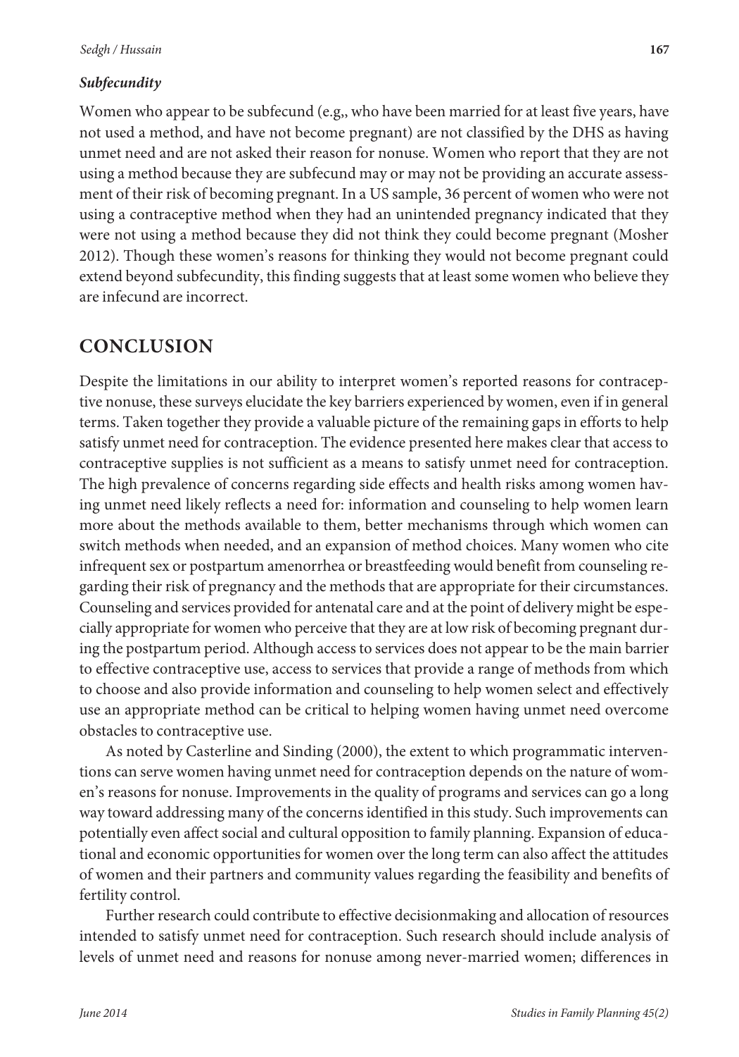### *Subfecundity*

Women who appear to be subfecund (e.g,, who have been married for at least five years, have not used a method, and have not become pregnant) are not classified by the DHS as having unmet need and are not asked their reason for nonuse. Women who report that they are not using a method because they are subfecund may or may not be providing an accurate assessment of their risk of becoming pregnant. In a US sample, 36 percent of women who were not using a contraceptive method when they had an unintended pregnancy indicated that they were not using a method because they did not think they could become pregnant (Mosher 2012). Though these women's reasons for thinking they would not become pregnant could extend beyond subfecundity, this finding suggests that at least some women who believe they are infecund are incorrect.

## CONCLUSION

Despite the limitations in our ability to interpret women's reported reasons for contraceptive nonuse, these surveys elucidate the key barriers experienced by women, even if in general terms. Taken together they provide a valuable picture of the remaining gaps in efforts to help satisfy unmet need for contraception. The evidence presented here makes clear that access to contraceptive supplies is not sufficient as a means to satisfy unmet need for contraception. The high prevalence of concerns regarding side effects and health risks among women having unmet need likely reflects a need for: information and counseling to help women learn more about the methods available to them, better mechanisms through which women can switch methods when needed, and an expansion of method choices. Many women who cite infrequent sex or postpartum amenorrhea or breastfeeding would benefit from counseling regarding their risk of pregnancy and the methods that are appropriate for their circumstances. Counseling and services provided for antenatal care and at the point of delivery might be especially appropriate for women who perceive that they are at low risk of becoming pregnant during the postpartum period. Although access to services does not appear to be the main barrier to effective contraceptive use, access to services that provide a range of methods from which to choose and also provide information and counseling to help women select and effectively use an appropriate method can be critical to helping women having unmet need overcome obstacles to contraceptive use.

As noted by Casterline and Sinding (2000), the extent to which programmatic interventions can serve women having unmet need for contraception depends on the nature of women's reasons for nonuse. Improvements in the quality of programs and services can go a long way toward addressing many of the concerns identified in this study. Such improvements can potentially even affect social and cultural opposition to family planning. Expansion of educational and economic opportunities for women over the long term can also affect the attitudes of women and their partners and community values regarding the feasibility and benefits of fertility control.

Further research could contribute to effective decisionmaking and allocation of resources intended to satisfy unmet need for contraception. Such research should include analysis of levels of unmet need and reasons for nonuse among never-married women; differences in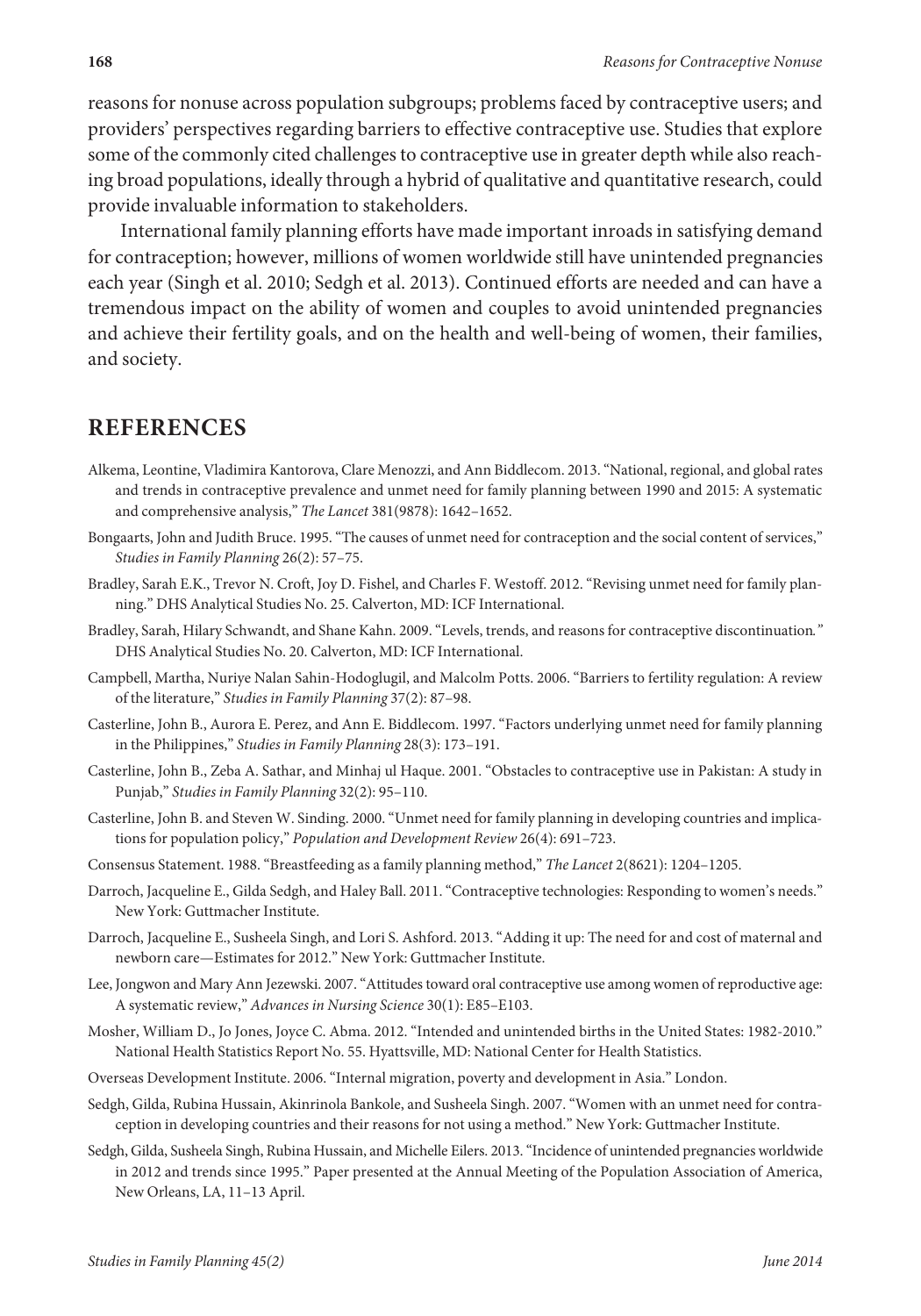reasons for nonuse across population subgroups; problems faced by contraceptive users; and providers' perspectives regarding barriers to effective contraceptive use. Studies that explore some of the commonly cited challenges to contraceptive use in greater depth while also reaching broad populations, ideally through a hybrid of qualitative and quantitative research, could provide invaluable information to stakeholders.

International family planning efforts have made important inroads in satisfying demand for contraception; however, millions of women worldwide still have unintended pregnancies each year (Singh et al. 2010; Sedgh et al. 2013). Continued efforts are needed and can have a tremendous impact on the ability of women and couples to avoid unintended pregnancies and achieve their fertility goals, and on the health and well-being of women, their families, and society.

## REFERENCES

Alkema, Leontine, Vladimira Kantorova, Clare Menozzi, and Ann Biddlecom. 2013. "National, regional, and global rates and trends in contraceptive prevalence and unmet need for family planning between 1990 and 2015: A systematic and comprehensive analysis," *The Lancet* 381(9878): 1642–1652.

Bongaarts, John and Judith Bruce. 1995. "The causes of unmet need for contraception and the social content of services," *Studies in Family Planning* 26(2): 57–75.

Bradley, Sarah E.K., Trevor N. Croft, Joy D. Fishel, and Charles F. Westoff. 2012. "Revising unmet need for family planning." DHS Analytical Studies No. 25. Calverton, MD: ICF International.

Bradley, Sarah, Hilary Schwandt, and Shane Kahn. 2009. "Levels, trends, and reasons for contraceptive discontinuation." DHS Analytical Studies No. 20. Calverton, MD: ICF International.

Campbell, Martha, Nuriye Nalan Sahin-Hodoglugil, and Malcolm Potts. 2006. "Barriers to fertility regulation: A review of the literature," *Studies in Family Planning* 37(2): 87–98.

Casterline, John B., Aurora E. Perez, and Ann E. Biddlecom. 1997. "Factors underlying unmet need for family planning in the Philippines," *Studies in Family Planning* 28(3): 173–191.

Casterline, John B., Zeba A. Sathar, and Minhaj ul Haque. 2001. "Obstacles to contraceptive use in Pakistan: A study in Punjab," *Studies in Family Planning* 32(2): 95–110.

Casterline, John B. and Steven W. Sinding. 2000. "Unmet need for family planning in developing countries and implications for population policy," *Population and Development Review* 26(4): 691–723.

Consensus Statement. 1988. "Breastfeeding as a family planning method," *The Lancet* 2(8621): 1204–1205.

Darroch, Jacqueline E., Gilda Sedgh, and Haley Ball. 2011. "Contraceptive technologies: Responding to women's needs." New York: Guttmacher Institute.

Darroch, Jacqueline E., Susheela Singh, and Lori S. Ashford. 2013. "Adding it up: The need for and cost of maternal and newborn care—Estimates for 2012." New York: Guttmacher Institute.

Lee, Jongwon and Mary Ann Jezewski. 2007. "Attitudes toward oral contraceptive use among women of reproductive age: A systematic review," *Advances in Nursing Science* 30(1): E85–E103.

Mosher, William D., Jo Jones, Joyce C. Abma. 2012. "Intended and unintended births in the United States: 1982-2010." National Health Statistics Report No. 55. Hyattsville, MD: National Center for Health Statistics.

Overseas Development Institute. 2006. "Internal migration, poverty and development in Asia." London.

Sedgh, Gilda, Rubina Hussain, Akinrinola Bankole, and Susheela Singh. 2007. "Women with an unmet need for contraception in developing countries and their reasons for not using a method." New York: Guttmacher Institute.

Sedgh, Gilda, Susheela Singh, Rubina Hussain, and Michelle Eilers. 2013. "Incidence of unintended pregnancies worldwide in 2012 and trends since 1995." Paper presented at the Annual Meeting of the Population Association of America, New Orleans, LA, 11–13 April.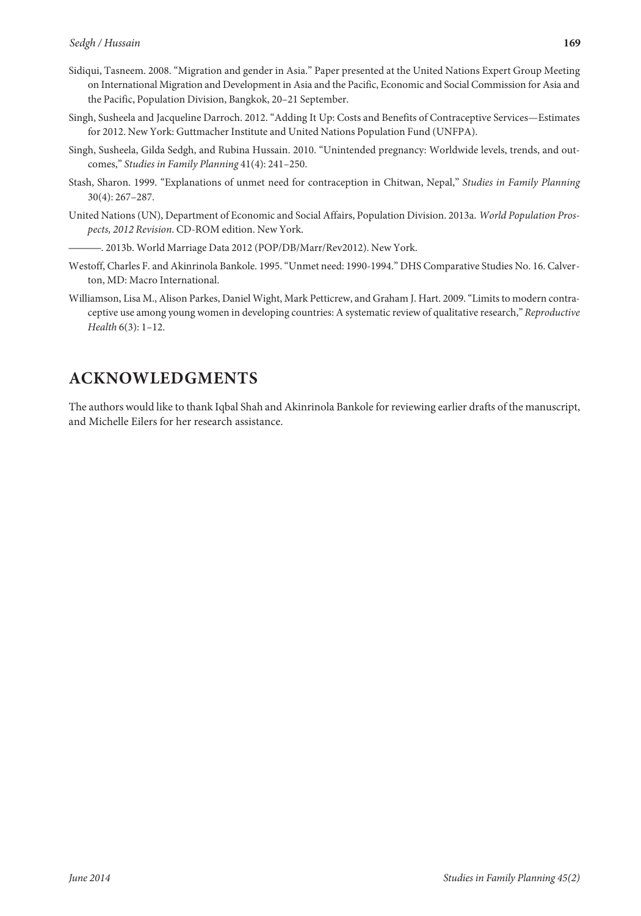Sidiqui, Tasneem. 2008. "Migration and gender in Asia." Paper presented at the United Nations Expert Group Meeting on International Migration and Development in Asia and the Pacific, Economic and Social Commission for Asia and the Pacific, Population Division, Bangkok, 20–21 September.

Singh, Susheela and Jacqueline Darroch. 2012. "Adding It Up: Costs and Benefits of Contraceptive Services—Estimates for 2012. New York: Guttmacher Institute and United Nations Population Fund (UNFPA).

Singh, Susheela, Gilda Sedgh, and Rubina Hussain. 2010. "Unintended pregnancy: Worldwide levels, trends, and outcomes," *Studies in Family Planning* 41(4): 241–250.

Stash, Sharon. 1999. "Explanations of unmet need for contraception in Chitwan, Nepal," *Studies in Family Planning* 30(4): 267–287.

United Nations (UN), Department of Economic and Social Affairs, Population Division. 2013a. *World Population Prospects, 2012 Revision*. CD-ROM edition. New York.

———. 2013b. World Marriage Data 2012 (POP/DB/Marr/Rev2012). New York.

Westoff, Charles F. and Akinrinola Bankole. 1995. "Unmet need: 1990-1994." DHS Comparative Studies No. 16. Calverton, MD: Macro International.

Williamson, Lisa M., Alison Parkes, Daniel Wight, Mark Petticrew, and Graham J. Hart. 2009. "Limits to modern contraceptive use among young women in developing countries: A systematic review of qualitative research," *Reproductive Health* 6(3): 1–12.

## ACKNOWLEDGMENTS

The authors would like to thank Iqbal Shah and Akinrinola Bankole for reviewing earlier drafts of the manuscript, and Michelle Eilers for her research assistance.